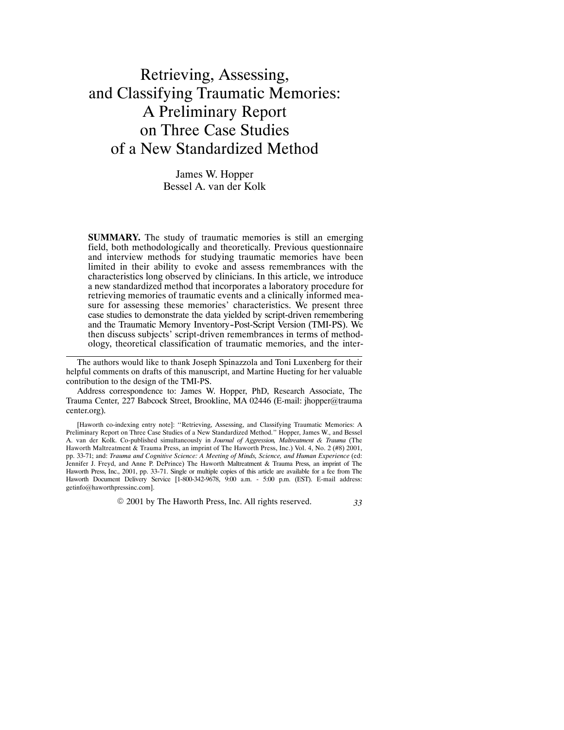# Retrieving, Assessing, and Classifying Traumatic Memories: A Preliminary Report on Three Case Studies of a New Standardized Method

James W. Hopper
Bessel A. van der Kolk

**SUMMARY.** The study of traumatic memories is still an emerging field, both methodologically and theoretically. Previous questionnaire and interview methods for studying traumatic memories have been limited in their ability to evoke and assess remembrances with the characteristics long observed by clinicians. In this article, we introduce a new standardized method that incorporates a laboratory procedure for retrieving memories of traumatic events and a clinically informed measure for assessing these memories' characteristics. We present three case studies to demonstrate the data yielded by script-driven remembering and the Traumatic Memory Inventory-Post-Script Version (TMI-PS). We then discuss subjects' script-driven remembrances in terms of methodology, theoretical classification of traumatic memories, and the inter-

---

The authors would like to thank Joseph Spinazzola and Toni Luxenberg for their helpful comments on drafts of this manuscript, and Martine Hueting for her valuable contribution to the design of the TMI-PS.

Address correspondence to: James W. Hopper, PhD, Research Associate, The Trauma Center, 227 Babcock Street, Brookline, MA 02446 (E-mail: jhopper@traumacenter.org).

[Haworth co-indexing entry note]: "Retrieving, Assessing, and Classifying Traumatic Memories: A Preliminary Report on Three Case Studies of a New Standardized Method." Hopper, James W., and Bessel A. van der Kolk. Co-published simultaneously in *Journal of Aggression, Maltreatment & Trauma* (The Haworth Maltreatment & Trauma Press, an imprint of The Haworth Press, Inc.) Vol. 4, No. 2 (#8) 2001, pp. 33-71; and: *Trauma and Cognitive Science: A Meeting of Minds, Science, and Human Experience* (ed: Jennifer J. Freyd, and Anne P. DePrince) The Haworth Maltreatment & Trauma Press, an imprint of The Haworth Press, Inc., 2001, pp. 33-71. Single or multiple copies of this article are available for a fee from The Haworth Document Delivery Service [1-800-342-9678, 9:00 a.m. - 5:00 p.m. (EST). E-mail address: getinfo@haworthpressinc.com].

© 2001 by The Haworth Press, Inc. All rights reserved.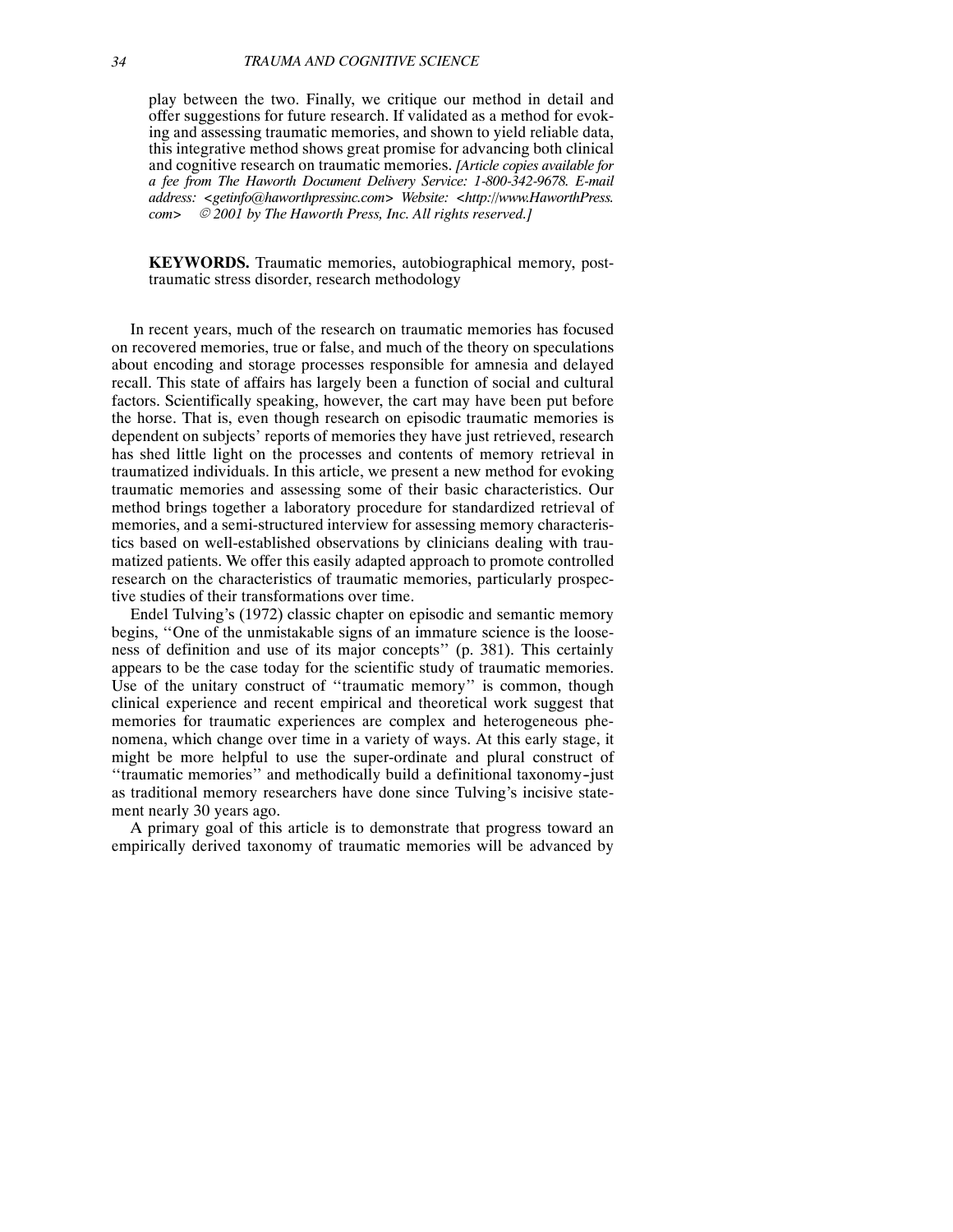play between the two. Finally, we critique our method in detail and offer suggestions for future research. If validated as a method for evoking and assessing traumatic memories, and shown to yield reliable data, this integrative method shows great promise for advancing both clinical and cognitive research on traumatic memories. *[Article copies available for a fee from The Haworth Document Delivery Service: 1-800-342-9678. E-mail address: <getinfo@haworthpressinc.com> Website: <http://www.HaworthPress.com> © 2001 by The Haworth Press, Inc. All rights reserved.]*

**KEYWORDS.** Traumatic memories, autobiographical memory, posttraumatic stress disorder, research methodology

In recent years, much of the research on traumatic memories has focused on recovered memories, true or false, and much of the theory on speculations about encoding and storage processes responsible for amnesia and delayed recall. This state of affairs has largely been a function of social and cultural factors. Scientifically speaking, however, the cart may have been put before the horse. That is, even though research on episodic traumatic memories is dependent on subjects' reports of memories they have just retrieved, research has shed little light on the processes and contents of memory retrieval in traumatized individuals. In this article, we present a new method for evoking traumatic memories and assessing some of their basic characteristics. Our method brings together a laboratory procedure for standardized retrieval of memories, and a semi-structured interview for assessing memory characteristics based on well-established observations by clinicians dealing with traumatized patients. We offer this easily adapted approach to promote controlled research on the characteristics of traumatic memories, particularly prospective studies of their transformations over time.

Endel Tulving's (1972) classic chapter on episodic and semantic memory begins, "One of the unmistakable signs of an immature science is the looseness of definition and use of its major concepts" (p. 381). This certainly appears to be the case today for the scientific study of traumatic memories. Use of the unitary construct of "traumatic memory" is common, though clinical experience and recent empirical and theoretical work suggest that memories for traumatic experiences are complex and heterogeneous phenomena, which change over time in a variety of ways. At this early stage, it might be more helpful to use the super-ordinate and plural construct of "traumatic memories" and methodically build a definitional taxonomy–just as traditional memory researchers have done since Tulving's incisive statement nearly 30 years ago.

A primary goal of this article is to demonstrate that progress toward an empirically derived taxonomy of traumatic memories will be advanced by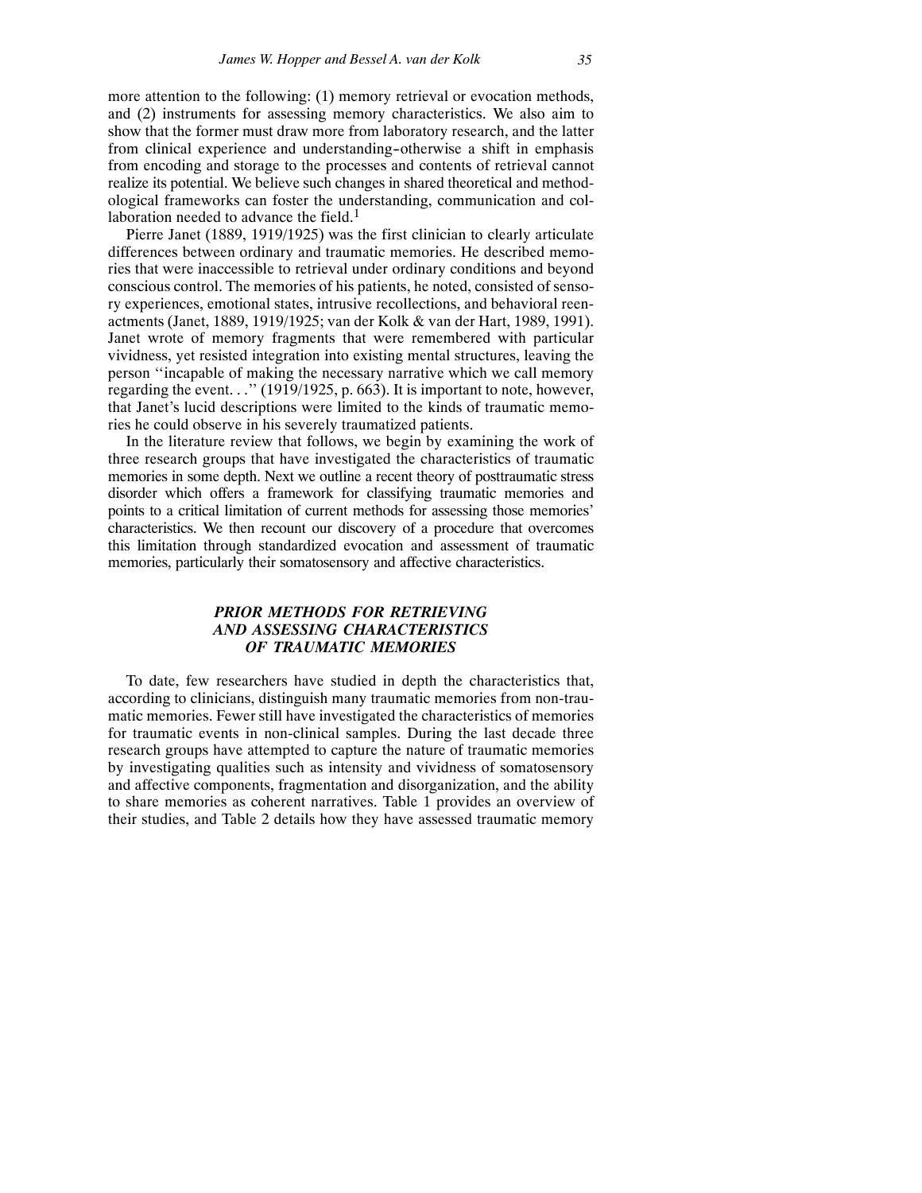more attention to the following: (1) memory retrieval or evocation methods, and (2) instruments for assessing memory characteristics. We also aim to show that the former must draw more from laboratory research, and the latter from clinical experience and understanding–otherwise a shift in emphasis from encoding and storage to the processes and contents of retrieval cannot realize its potential. We believe such changes in shared theoretical and methodological frameworks can foster the understanding, communication and collaboration needed to advance the field.[1]

Pierre Janet (1889, 1919/1925) was the first clinician to clearly articulate differences between ordinary and traumatic memories. He described memories that were inaccessible to retrieval under ordinary conditions and beyond conscious control. The memories of his patients, he noted, consisted of sensory experiences, emotional states, intrusive recollections, and behavioral reenactments (Janet, 1889, 1919/1925; van der Kolk & van der Hart, 1989, 1991). Janet wrote of memory fragments that were remembered with particular vividness, yet resisted integration into existing mental structures, leaving the person ''incapable of making the necessary narrative which we call memory regarding the event. . .'' (1919/1925, p. 663). It is important to note, however, that Janet's lucid descriptions were limited to the kinds of traumatic memories he could observe in his severely traumatized patients.

In the literature review that follows, we begin by examining the work of three research groups that have investigated the characteristics of traumatic memories in some depth. Next we outline a recent theory of posttraumatic stress disorder which offers a framework for classifying traumatic memories and points to a critical limitation of current methods for assessing those memories' characteristics. We then recount our discovery of a procedure that overcomes this limitation through standardized evocation and assessment of traumatic memories, particularly their somatosensory and affective characteristics.

## *PRIOR METHODS FOR RETRIEVING AND ASSESSING CHARACTERISTICS OF TRAUMATIC MEMORIES*

To date, few researchers have studied in depth the characteristics that, according to clinicians, distinguish many traumatic memories from non-traumatic memories. Fewer still have investigated the characteristics of memories for traumatic events in non-clinical samples. During the last decade three research groups have attempted to capture the nature of traumatic memories by investigating qualities such as intensity and vividness of somatosensory and affective components, fragmentation and disorganization, and the ability to share memories as coherent narratives. Table 1 provides an overview of their studies, and Table 2 details how they have assessed traumatic memory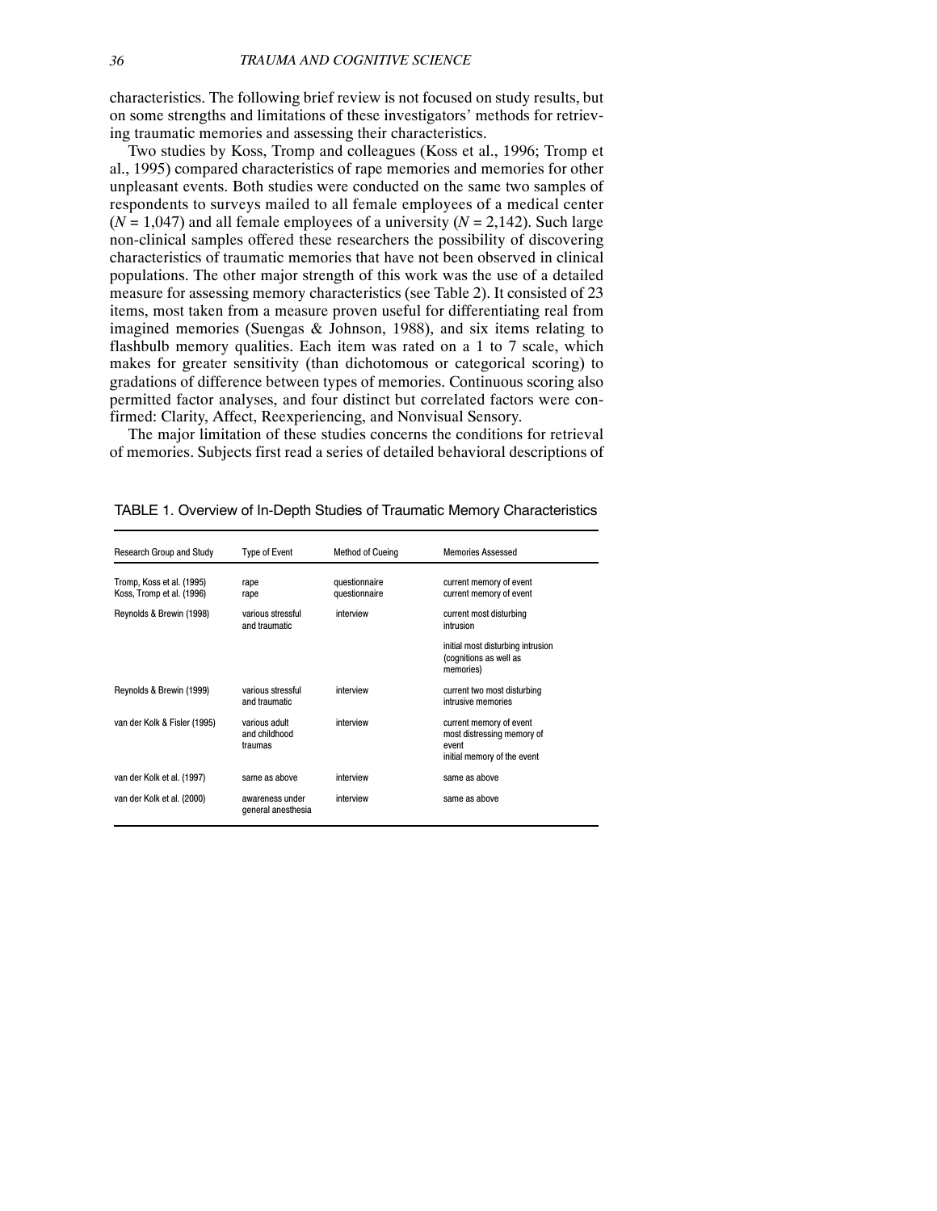characteristics. The following brief review is not focused on study results, but on some strengths and limitations of these investigators' methods for retrieving traumatic memories and assessing their characteristics.

Two studies by Koss, Tromp and colleagues (Koss et al., 1996; Tromp et al., 1995) compared characteristics of rape memories and memories for other unpleasant events. Both studies were conducted on the same two samples of respondents to surveys mailed to all female employees of a medical center ($N = 1{,}047$) and all female employees of a university ($N = 2{,}142$). Such large non-clinical samples offered these researchers the possibility of discovering characteristics of traumatic memories that have not been observed in clinical populations. The other major strength of this work was the use of a detailed measure for assessing memory characteristics (see Table 2). It consisted of 23 items, most taken from a measure proven useful for differentiating real from imagined memories (Suengas & Johnson, 1988), and six items relating to flashbulb memory qualities. Each item was rated on a 1 to 7 scale, which makes for greater sensitivity (than dichotomous or categorical scoring) to gradations of difference between types of memories. Continuous scoring also permitted factor analyses, and four distinct but correlated factors were confirmed: Clarity, Affect, Reexperiencing, and Nonvisual Sensory.

The major limitation of these studies concerns the conditions for retrieval of memories. Subjects first read a series of detailed behavioral descriptions of

TABLE 1. Overview of In-Depth Studies of Traumatic Memory Characteristics

| Research Group and Study | Type of Event | Method of Cueing | Memories Assessed |
|---|---|---|---|
| Tromp, Koss et al. (1995)<br>Koss, Tromp et al. (1996) | rape<br>rape | questionnaire<br>questionnaire | current memory of event<br>current memory of event |
| Reynolds & Brewin (1998) | various stressful and traumatic | interview | current most disturbing intrusion |
| | | | initial most disturbing intrusion (cognitions as well as memories) |
| Reynolds & Brewin (1999) | various stressful and traumatic | interview | current two most disturbing intrusive memories |
| van der Kolk & Fisler (1995) | various adult and childhood traumas | interview | current memory of event<br>most distressing memory of event<br>initial memory of the event |
| van der Kolk et al. (1997) | same as above | interview | same as above |
| van der Kolk et al. (2000) | awareness under general anesthesia | interview | same as above |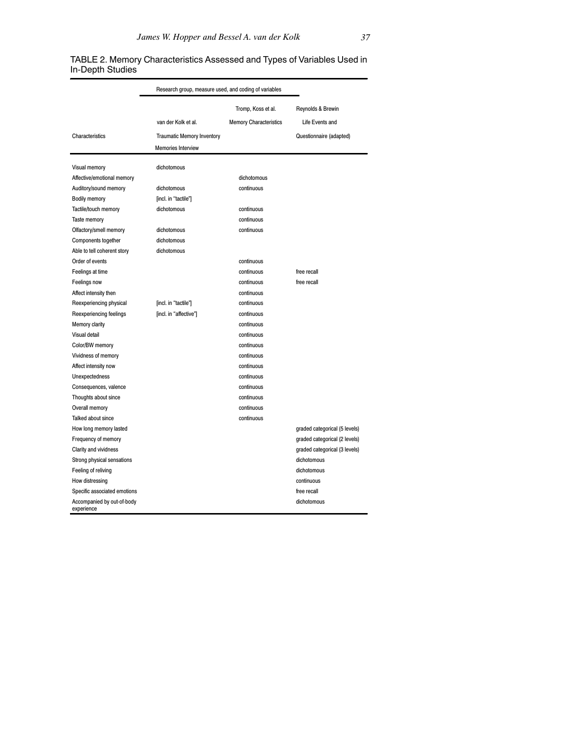TABLE 2. Memory Characteristics Assessed and Types of Variables Used in In-Depth Studies

| Characteristics | Research group, measure used, and coding of variables | | |
|---|---|---|---|
| | van der Kolk et al. Traumatic Memory Inventory Memories Interview | Tromp, Koss et al. Memory Characteristics | Reynolds & Brewin Life Events and Questionnaire (adapted) |
| Visual memory | dichotomous | | |
| Affective/emotional memory | | dichotomous | |
| Auditory/sound memory | dichotomous | continuous | |
| Bodily memory | [incl. in "tactile"] | | |
| Tactile/touch memory | dichotomous | continuous | |
| Taste memory | | continuous | |
| Olfactory/smell memory | dichotomous | continuous | |
| Components together | dichotomous | | |
| Able to tell coherent story | dichotomous | | |
| Order of events | | continuous | |
| Feelings at time | | continuous | free recall |
| Feelings now | | continuous | free recall |
| Affect intensity then | | continuous | |
| Reexperiencing physical | [incl. in "tactile"] | continuous | |
| Reexperiencing feelings | [incl. in "affective"] | continuous | |
| Memory clarity | | continuous | |
| Visual detail | | continuous | |
| Color/BW memory | | continuous | |
| Vividness of memory | | continuous | |
| Affect intensity now | | continuous | |
| Unexpectedness | | continuous | |
| Consequences, valence | | continuous | |
| Thoughts about since | | continuous | |
| Overall memory | | continuous | |
| Talked about since | | continuous | |
| How long memory lasted | | | graded categorical (5 levels) |
| Frequency of memory | | | graded categorical (2 levels) |
| Clarity and vividness | | | graded categorical (3 levels) |
| Strong physical sensations | | | dichotomous |
| Feeling of reliving | | | dichotomous |
| How distressing | | | continuous |
| Specific associated emotions | | | free recall |
| Accompanied by out-of-body experience | | | dichotomous |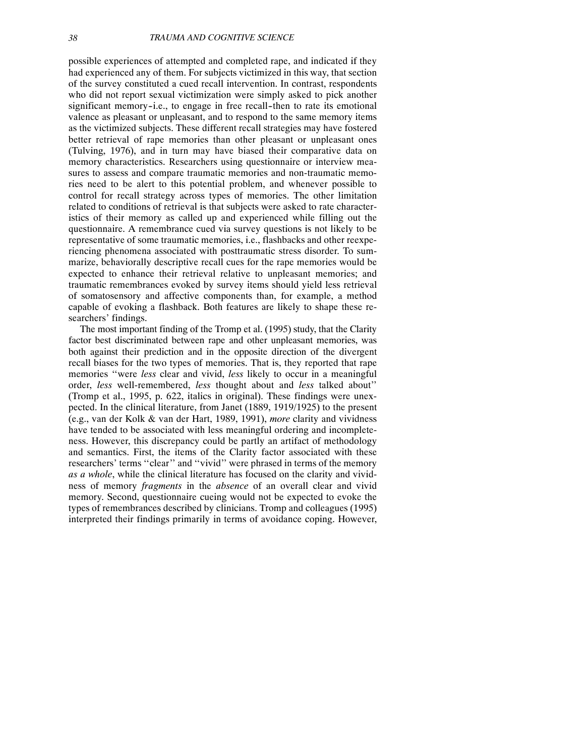possible experiences of attempted and completed rape, and indicated if they had experienced any of them. For subjects victimized in this way, that section of the survey constituted a cued recall intervention. In contrast, respondents who did not report sexual victimization were simply asked to pick another significant memory–i.e., to engage in free recall–then to rate its emotional valence as pleasant or unpleasant, and to respond to the same memory items as the victimized subjects. These different recall strategies may have fostered better retrieval of rape memories than other pleasant or unpleasant ones (Tulving, 1976), and in turn may have biased their comparative data on memory characteristics. Researchers using questionnaire or interview measures to assess and compare traumatic memories and non-traumatic memories need to be alert to this potential problem, and whenever possible to control for recall strategy across types of memories. The other limitation related to conditions of retrieval is that subjects were asked to rate characteristics of their memory as called up and experienced while filling out the questionnaire. A remembrance cued via survey questions is not likely to be representative of some traumatic memories, i.e., flashbacks and other reexperiencing phenomena associated with posttraumatic stress disorder. To summarize, behaviorally descriptive recall cues for the rape memories would be expected to enhance their retrieval relative to unpleasant memories; and traumatic remembrances evoked by survey items should yield less retrieval of somatosensory and affective components than, for example, a method capable of evoking a flashback. Both features are likely to shape these researchers' findings.

The most important finding of the Tromp et al. (1995) study, that the Clarity factor best discriminated between rape and other unpleasant memories, was both against their prediction and in the opposite direction of the divergent recall biases for the two types of memories. That is, they reported that rape memories "were *less* clear and vivid, *less* likely to occur in a meaningful order, *less* well-remembered, *less* thought about and *less* talked about" (Tromp et al., 1995, p. 622, italics in original). These findings were unexpected. In the clinical literature, from Janet (1889, 1919/1925) to the present (e.g., van der Kolk & van der Hart, 1989, 1991), *more* clarity and vividness have tended to be associated with less meaningful ordering and incompleteness. However, this discrepancy could be partly an artifact of methodology and semantics. First, the items of the Clarity factor associated with these researchers' terms "clear" and "vivid" were phrased in terms of the memory *as a whole*, while the clinical literature has focused on the clarity and vividness of memory *fragments* in the *absence* of an overall clear and vivid memory. Second, questionnaire cueing would not be expected to evoke the types of remembrances described by clinicians. Tromp and colleagues (1995) interpreted their findings primarily in terms of avoidance coping. However,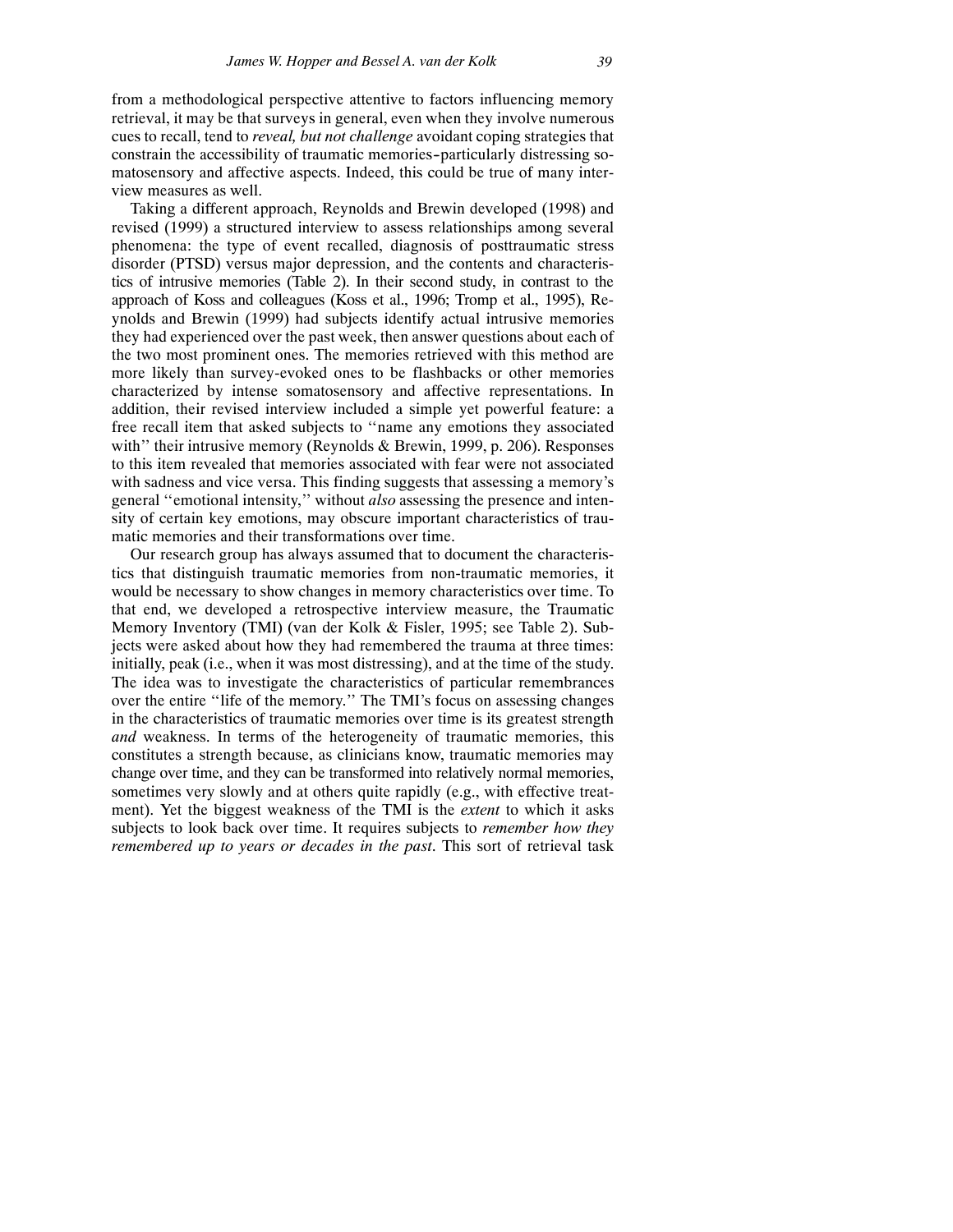from a methodological perspective attentive to factors influencing memory retrieval, it may be that surveys in general, even when they involve numerous cues to recall, tend to *reveal, but not challenge* avoidant coping strategies that constrain the accessibility of traumatic memories–particularly distressing somatosensory and affective aspects. Indeed, this could be true of many interview measures as well.

Taking a different approach, Reynolds and Brewin developed (1998) and revised (1999) a structured interview to assess relationships among several phenomena: the type of event recalled, diagnosis of posttraumatic stress disorder (PTSD) versus major depression, and the contents and characteristics of intrusive memories (Table 2). In their second study, in contrast to the approach of Koss and colleagues (Koss et al., 1996; Tromp et al., 1995), Reynolds and Brewin (1999) had subjects identify actual intrusive memories they had experienced over the past week, then answer questions about each of the two most prominent ones. The memories retrieved with this method are more likely than survey-evoked ones to be flashbacks or other memories characterized by intense somatosensory and affective representations. In addition, their revised interview included a simple yet powerful feature: a free recall item that asked subjects to ''name any emotions they associated with'' their intrusive memory (Reynolds & Brewin, 1999, p. 206). Responses to this item revealed that memories associated with fear were not associated with sadness and vice versa. This finding suggests that assessing a memory's general ''emotional intensity,'' without *also* assessing the presence and intensity of certain key emotions, may obscure important characteristics of traumatic memories and their transformations over time.

Our research group has always assumed that to document the characteristics that distinguish traumatic memories from non-traumatic memories, it would be necessary to show changes in memory characteristics over time. To that end, we developed a retrospective interview measure, the Traumatic Memory Inventory (TMI) (van der Kolk & Fisler, 1995; see Table 2). Subjects were asked about how they had remembered the trauma at three times: initially, peak (i.e., when it was most distressing), and at the time of the study. The idea was to investigate the characteristics of particular remembrances over the entire ''life of the memory.'' The TMI's focus on assessing changes in the characteristics of traumatic memories over time is its greatest strength *and* weakness. In terms of the heterogeneity of traumatic memories, this constitutes a strength because, as clinicians know, traumatic memories may change over time, and they can be transformed into relatively normal memories, sometimes very slowly and at others quite rapidly (e.g., with effective treatment). Yet the biggest weakness of the TMI is the *extent* to which it asks subjects to look back over time. It requires subjects to *remember how they remembered up to years or decades in the past*. This sort of retrieval task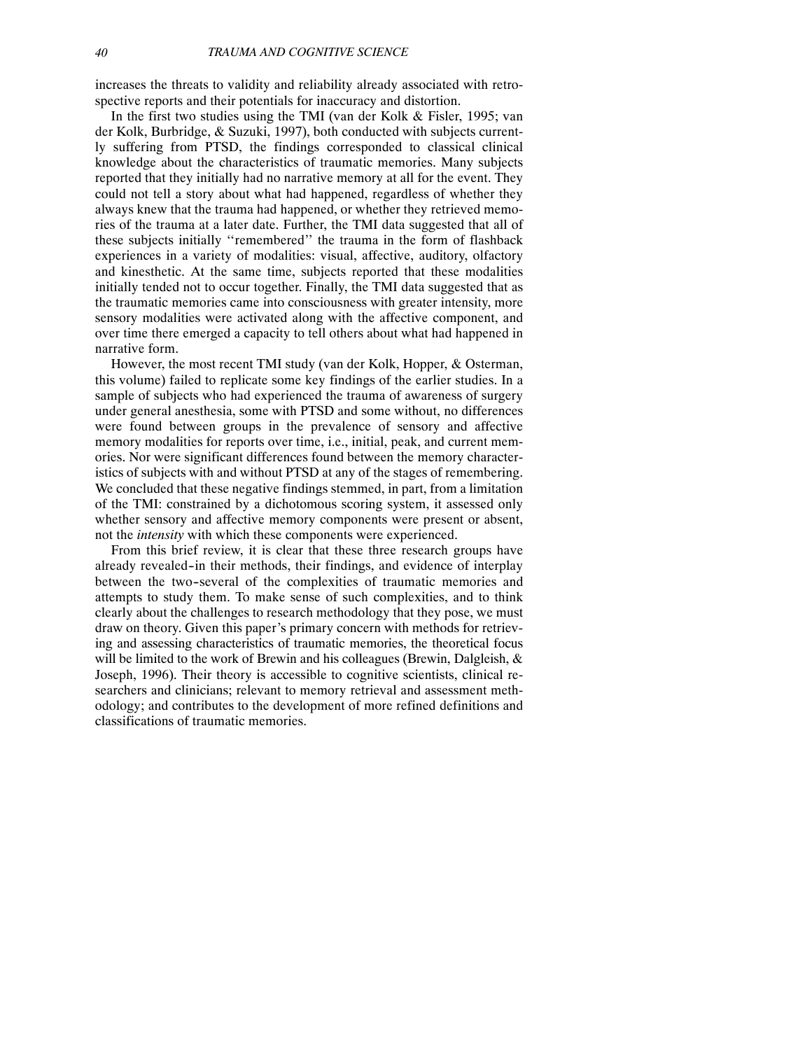increases the threats to validity and reliability already associated with retrospective reports and their potentials for inaccuracy and distortion.

In the first two studies using the TMI (van der Kolk & Fisler, 1995; van der Kolk, Burbridge, & Suzuki, 1997), both conducted with subjects currently suffering from PTSD, the findings corresponded to classical clinical knowledge about the characteristics of traumatic memories. Many subjects reported that they initially had no narrative memory at all for the event. They could not tell a story about what had happened, regardless of whether they always knew that the trauma had happened, or whether they retrieved memories of the trauma at a later date. Further, the TMI data suggested that all of these subjects initially ''remembered'' the trauma in the form of flashback experiences in a variety of modalities: visual, affective, auditory, olfactory and kinesthetic. At the same time, subjects reported that these modalities initially tended not to occur together. Finally, the TMI data suggested that as the traumatic memories came into consciousness with greater intensity, more sensory modalities were activated along with the affective component, and over time there emerged a capacity to tell others about what had happened in narrative form.

However, the most recent TMI study (van der Kolk, Hopper, & Osterman, this volume) failed to replicate some key findings of the earlier studies. In a sample of subjects who had experienced the trauma of awareness of surgery under general anesthesia, some with PTSD and some without, no differences were found between groups in the prevalence of sensory and affective memory modalities for reports over time, i.e., initial, peak, and current memories. Nor were significant differences found between the memory characteristics of subjects with and without PTSD at any of the stages of remembering. We concluded that these negative findings stemmed, in part, from a limitation of the TMI: constrained by a dichotomous scoring system, it assessed only whether sensory and affective memory components were present or absent, not the *intensity* with which these components were experienced.

From this brief review, it is clear that these three research groups have already revealed–in their methods, their findings, and evidence of interplay between the two–several of the complexities of traumatic memories and attempts to study them. To make sense of such complexities, and to think clearly about the challenges to research methodology that they pose, we must draw on theory. Given this paper's primary concern with methods for retrieving and assessing characteristics of traumatic memories, the theoretical focus will be limited to the work of Brewin and his colleagues (Brewin, Dalgleish, & Joseph, 1996). Their theory is accessible to cognitive scientists, clinical researchers and clinicians; relevant to memory retrieval and assessment methodology; and contributes to the development of more refined definitions and classifications of traumatic memories.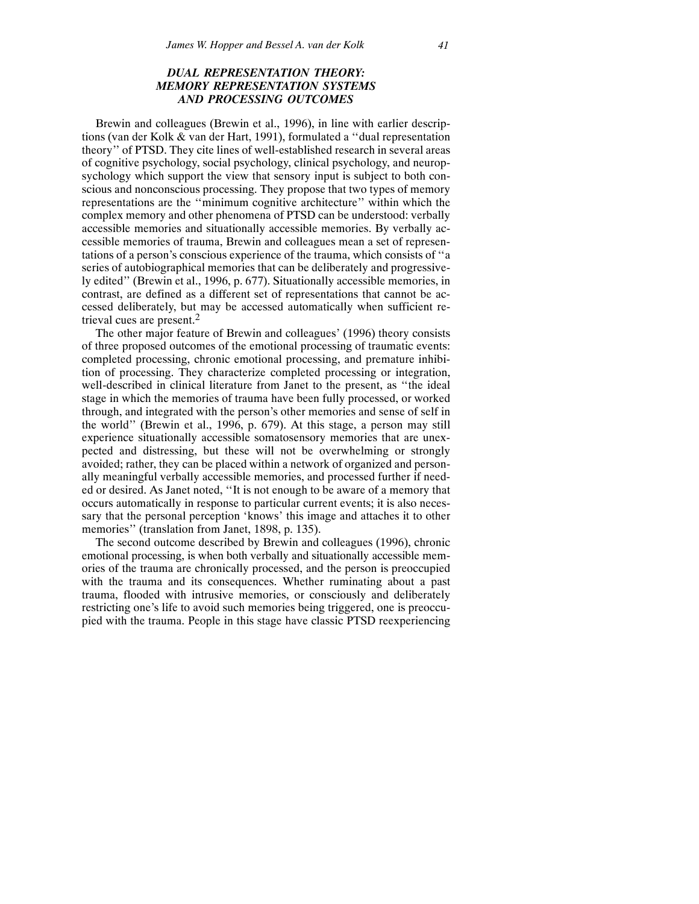### *DUAL REPRESENTATION THEORY: MEMORY REPRESENTATION SYSTEMS AND PROCESSING OUTCOMES*

Brewin and colleagues (Brewin et al., 1996), in line with earlier descriptions (van der Kolk & van der Hart, 1991), formulated a ''dual representation theory'' of PTSD. They cite lines of well-established research in several areas of cognitive psychology, social psychology, clinical psychology, and neuropsychology which support the view that sensory input is subject to both conscious and nonconscious processing. They propose that two types of memory representations are the ''minimum cognitive architecture'' within which the complex memory and other phenomena of PTSD can be understood: verbally accessible memories and situationally accessible memories. By verbally accessible memories of trauma, Brewin and colleagues mean a set of representations of a person's conscious experience of the trauma, which consists of ''a series of autobiographical memories that can be deliberately and progressively edited'' (Brewin et al., 1996, p. 677). Situationally accessible memories, in contrast, are defined as a different set of representations that cannot be accessed deliberately, but may be accessed automatically when sufficient retrieval cues are present.[2]

The other major feature of Brewin and colleagues' (1996) theory consists of three proposed outcomes of the emotional processing of traumatic events: completed processing, chronic emotional processing, and premature inhibition of processing. They characterize completed processing or integration, well-described in clinical literature from Janet to the present, as ''the ideal stage in which the memories of trauma have been fully processed, or worked through, and integrated with the person's other memories and sense of self in the world'' (Brewin et al., 1996, p. 679). At this stage, a person may still experience situationally accessible somatosensory memories that are unexpected and distressing, but these will not be overwhelming or strongly avoided; rather, they can be placed within a network of organized and personally meaningful verbally accessible memories, and processed further if needed or desired. As Janet noted, ''It is not enough to be aware of a memory that occurs automatically in response to particular current events; it is also necessary that the personal perception 'knows' this image and attaches it to other memories'' (translation from Janet, 1898, p. 135).

The second outcome described by Brewin and colleagues (1996), chronic emotional processing, is when both verbally and situationally accessible memories of the trauma are chronically processed, and the person is preoccupied with the trauma and its consequences. Whether ruminating about a past trauma, flooded with intrusive memories, or consciously and deliberately restricting one's life to avoid such memories being triggered, one is preoccupied with the trauma. People in this stage have classic PTSD reexperiencing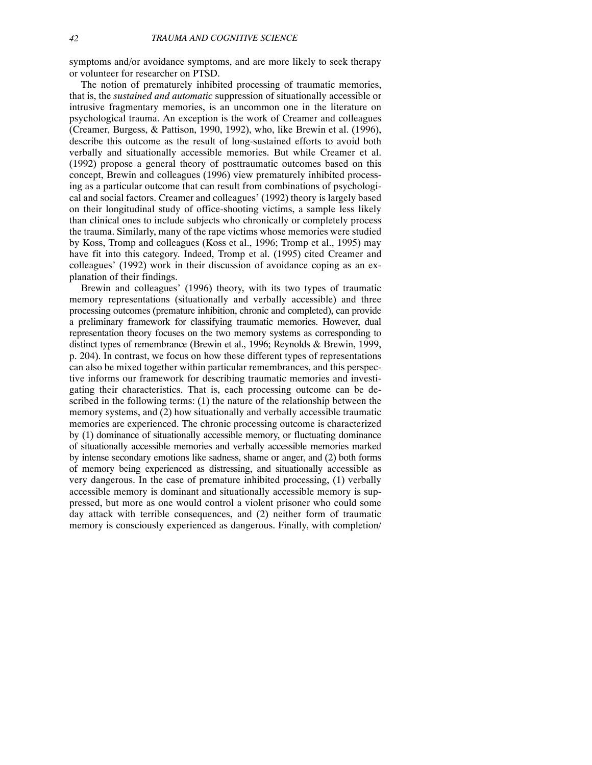symptoms and/or avoidance symptoms, and are more likely to seek therapy or volunteer for researcher on PTSD.

The notion of prematurely inhibited processing of traumatic memories, that is, the *sustained and automatic* suppression of situationally accessible or intrusive fragmentary memories, is an uncommon one in the literature on psychological trauma. An exception is the work of Creamer and colleagues (Creamer, Burgess, & Pattison, 1990, 1992), who, like Brewin et al. (1996), describe this outcome as the result of long-sustained efforts to avoid both verbally and situationally accessible memories. But while Creamer et al. (1992) propose a general theory of posttraumatic outcomes based on this concept, Brewin and colleagues (1996) view prematurely inhibited processing as a particular outcome that can result from combinations of psychological and social factors. Creamer and colleagues' (1992) theory is largely based on their longitudinal study of office-shooting victims, a sample less likely than clinical ones to include subjects who chronically or completely process the trauma. Similarly, many of the rape victims whose memories were studied by Koss, Tromp and colleagues (Koss et al., 1996; Tromp et al., 1995) may have fit into this category. Indeed, Tromp et al. (1995) cited Creamer and colleagues' (1992) work in their discussion of avoidance coping as an explanation of their findings.

Brewin and colleagues' (1996) theory, with its two types of traumatic memory representations (situationally and verbally accessible) and three processing outcomes (premature inhibition, chronic and completed), can provide a preliminary framework for classifying traumatic memories. However, dual representation theory focuses on the two memory systems as corresponding to distinct types of remembrance (Brewin et al., 1996; Reynolds & Brewin, 1999, p. 204). In contrast, we focus on how these different types of representations can also be mixed together within particular remembrances, and this perspective informs our framework for describing traumatic memories and investigating their characteristics. That is, each processing outcome can be described in the following terms: (1) the nature of the relationship between the memory systems, and (2) how situationally and verbally accessible traumatic memories are experienced. The chronic processing outcome is characterized by (1) dominance of situationally accessible memory, or fluctuating dominance of situationally accessible memories and verbally accessible memories marked by intense secondary emotions like sadness, shame or anger, and (2) both forms of memory being experienced as distressing, and situationally accessible as very dangerous. In the case of premature inhibited processing, (1) verbally accessible memory is dominant and situationally accessible memory is suppressed, but more as one would control a violent prisoner who could some day attack with terrible consequences, and (2) neither form of traumatic memory is consciously experienced as dangerous. Finally, with completion/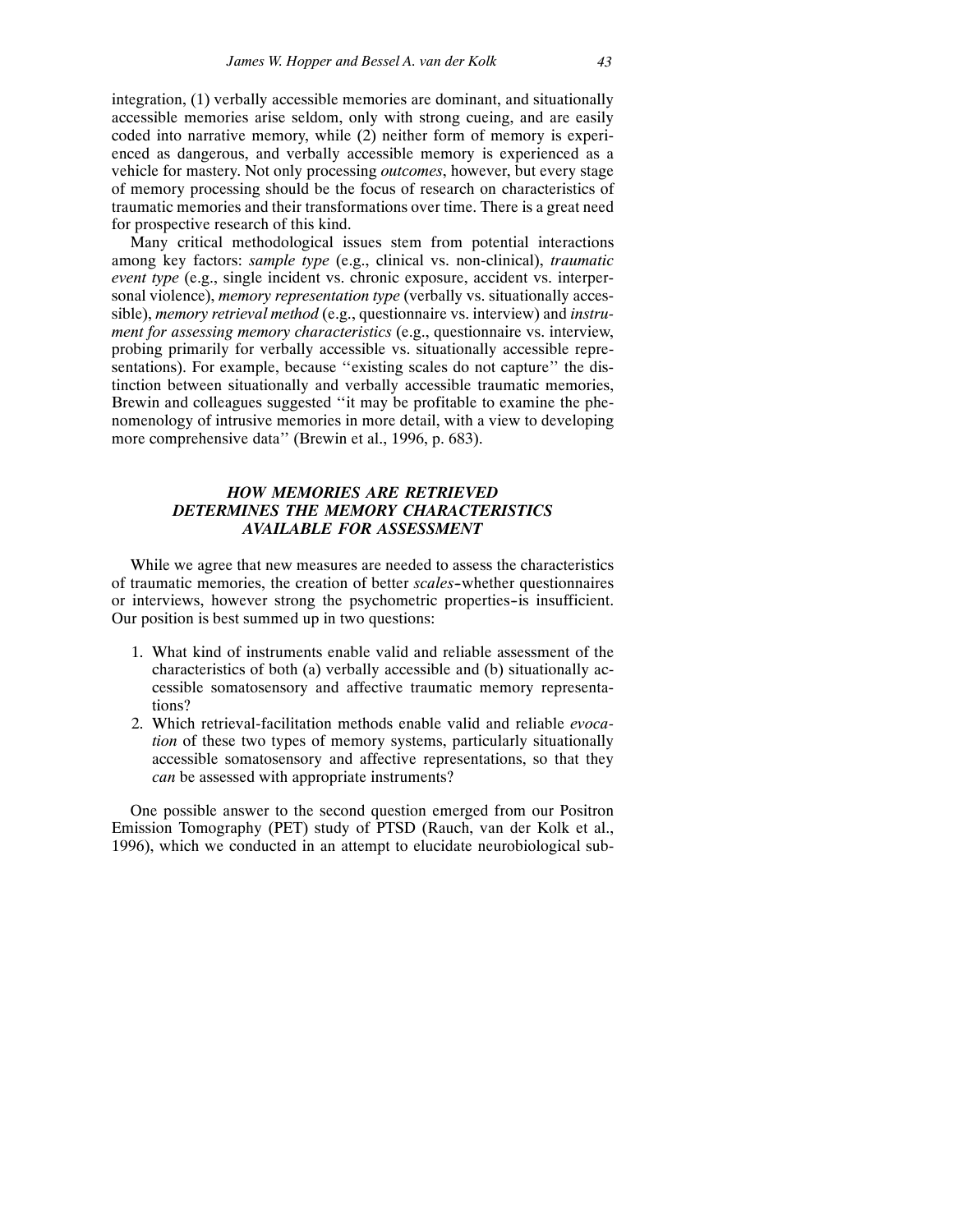integration, (1) verbally accessible memories are dominant, and situationally accessible memories arise seldom, only with strong cueing, and are easily coded into narrative memory, while (2) neither form of memory is experienced as dangerous, and verbally accessible memory is experienced as a vehicle for mastery. Not only processing *outcomes*, however, but every stage of memory processing should be the focus of research on characteristics of traumatic memories and their transformations over time. There is a great need for prospective research of this kind.

Many critical methodological issues stem from potential interactions among key factors: *sample type* (e.g., clinical vs. non-clinical), *traumatic event type* (e.g., single incident vs. chronic exposure, accident vs. interpersonal violence), *memory representation type* (verbally vs. situationally accessible), *memory retrieval method* (e.g., questionnaire vs. interview) and *instrument for assessing memory characteristics* (e.g., questionnaire vs. interview, probing primarily for verbally accessible vs. situationally accessible representations). For example, because "existing scales do not capture" the distinction between situationally and verbally accessible traumatic memories, Brewin and colleagues suggested "it may be profitable to examine the phenomenology of intrusive memories in more detail, with a view to developing more comprehensive data" (Brewin et al., 1996, p. 683).

## *HOW MEMORIES ARE RETRIEVED DETERMINES THE MEMORY CHARACTERISTICS AVAILABLE FOR ASSESSMENT*

While we agree that new measures are needed to assess the characteristics of traumatic memories, the creation of better *scales*–whether questionnaires or interviews, however strong the psychometric properties–is insufficient. Our position is best summed up in two questions:

1. What kind of instruments enable valid and reliable assessment of the characteristics of both (a) verbally accessible and (b) situationally accessible somatosensory and affective traumatic memory representations?
2. Which retrieval-facilitation methods enable valid and reliable *evocation* of these two types of memory systems, particularly situationally accessible somatosensory and affective representations, so that they *can* be assessed with appropriate instruments?

One possible answer to the second question emerged from our Positron Emission Tomography (PET) study of PTSD (Rauch, van der Kolk et al., 1996), which we conducted in an attempt to elucidate neurobiological sub-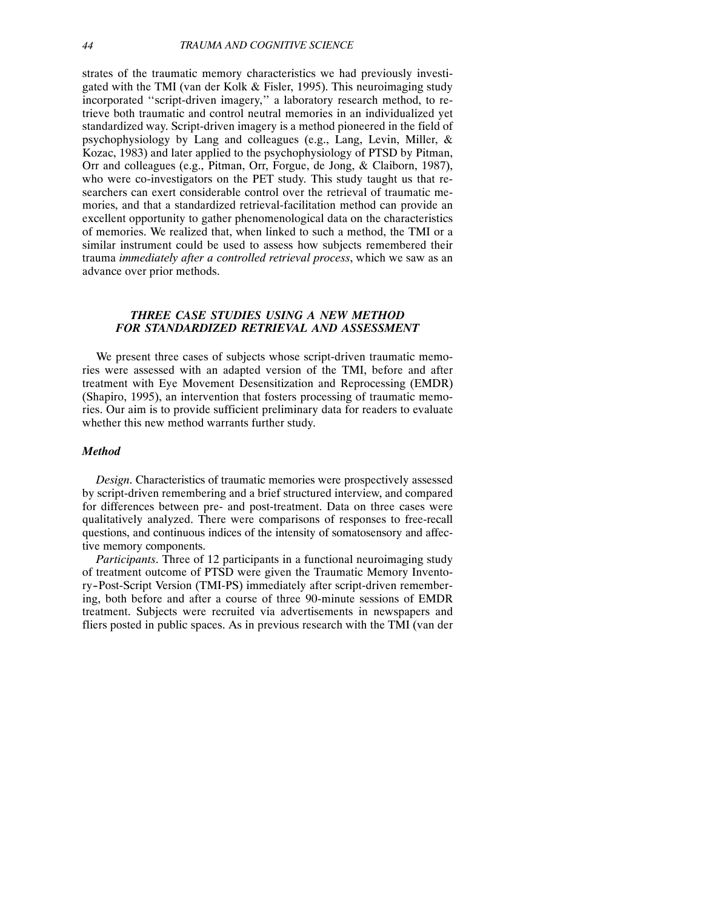strates of the traumatic memory characteristics we had previously investigated with the TMI (van der Kolk & Fisler, 1995). This neuroimaging study incorporated "script-driven imagery," a laboratory research method, to retrieve both traumatic and control neutral memories in an individualized yet standardized way. Script-driven imagery is a method pioneered in the field of psychophysiology by Lang and colleagues (e.g., Lang, Levin, Miller, & Kozac, 1983) and later applied to the psychophysiology of PTSD by Pitman, Orr and colleagues (e.g., Pitman, Orr, Forgue, de Jong, & Claiborn, 1987), who were co-investigators on the PET study. This study taught us that researchers can exert considerable control over the retrieval of traumatic memories, and that a standardized retrieval-facilitation method can provide an excellent opportunity to gather phenomenological data on the characteristics of memories. We realized that, when linked to such a method, the TMI or a similar instrument could be used to assess how subjects remembered their trauma *immediately after a controlled retrieval process*, which we saw as an advance over prior methods.

## THREE CASE STUDIES USING A NEW METHOD FOR STANDARDIZED RETRIEVAL AND ASSESSMENT

We present three cases of subjects whose script-driven traumatic memories were assessed with an adapted version of the TMI, before and after treatment with Eye Movement Desensitization and Reprocessing (EMDR) (Shapiro, 1995), an intervention that fosters processing of traumatic memories. Our aim is to provide sufficient preliminary data for readers to evaluate whether this new method warrants further study.

### Method

*Design*. Characteristics of traumatic memories were prospectively assessed by script-driven remembering and a brief structured interview, and compared for differences between pre- and post-treatment. Data on three cases were qualitatively analyzed. There were comparisons of responses to free-recall questions, and continuous indices of the intensity of somatosensory and affective memory components.

*Participants*. Three of 12 participants in a functional neuroimaging study of treatment outcome of PTSD were given the Traumatic Memory Inventory–Post-Script Version (TMI-PS) immediately after script-driven remembering, both before and after a course of three 90-minute sessions of EMDR treatment. Subjects were recruited via advertisements in newspapers and fliers posted in public spaces. As in previous research with the TMI (van der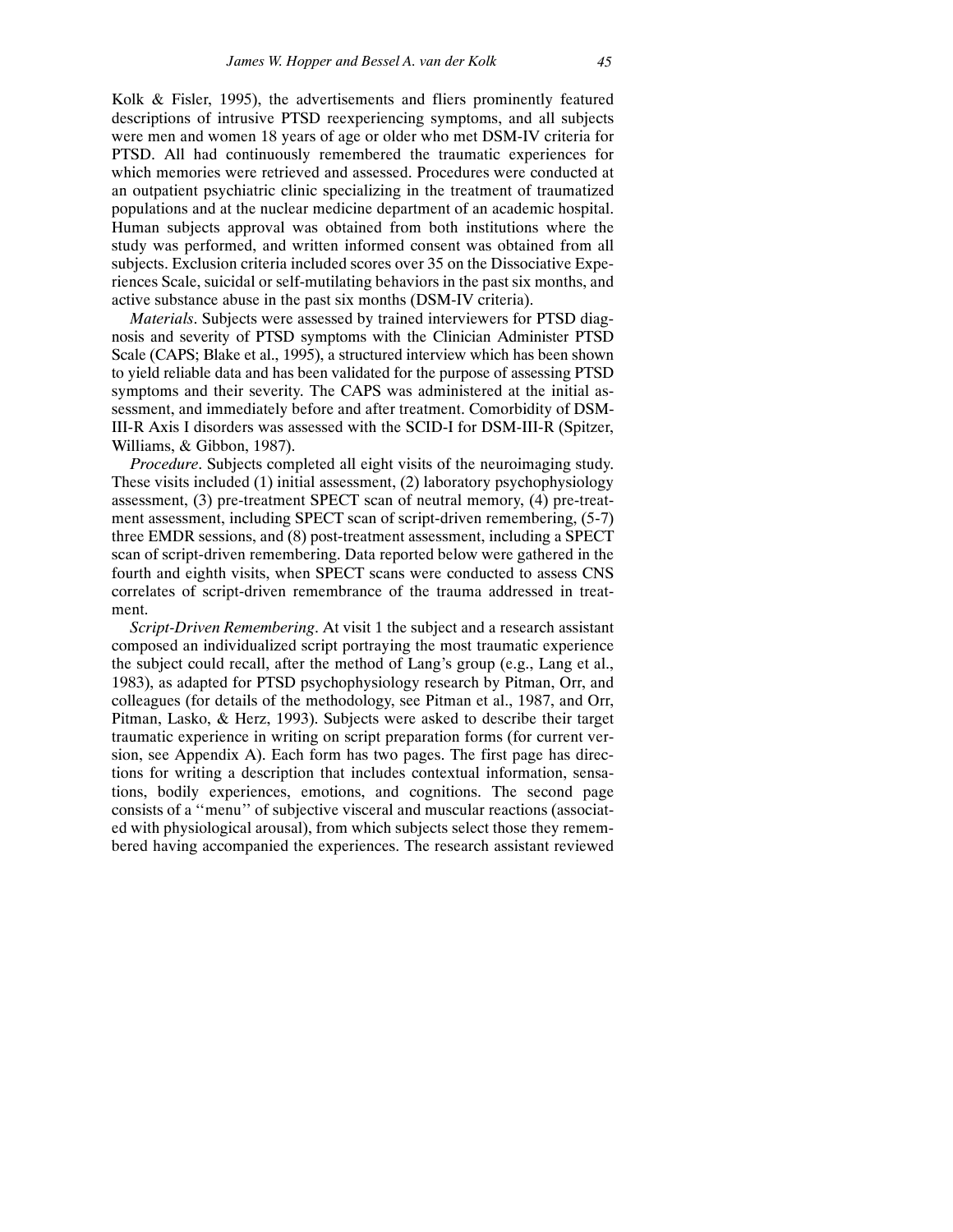Kolk & Fisler, 1995), the advertisements and fliers prominently featured descriptions of intrusive PTSD reexperiencing symptoms, and all subjects were men and women 18 years of age or older who met DSM-IV criteria for PTSD. All had continuously remembered the traumatic experiences for which memories were retrieved and assessed. Procedures were conducted at an outpatient psychiatric clinic specializing in the treatment of traumatized populations and at the nuclear medicine department of an academic hospital. Human subjects approval was obtained from both institutions where the study was performed, and written informed consent was obtained from all subjects. Exclusion criteria included scores over 35 on the Dissociative Experiences Scale, suicidal or self-mutilating behaviors in the past six months, and active substance abuse in the past six months (DSM-IV criteria).

*Materials*. Subjects were assessed by trained interviewers for PTSD diagnosis and severity of PTSD symptoms with the Clinician Administer PTSD Scale (CAPS; Blake et al., 1995), a structured interview which has been shown to yield reliable data and has been validated for the purpose of assessing PTSD symptoms and their severity. The CAPS was administered at the initial assessment, and immediately before and after treatment. Comorbidity of DSM-III-R Axis I disorders was assessed with the SCID-I for DSM-III-R (Spitzer, Williams, & Gibbon, 1987).

*Procedure*. Subjects completed all eight visits of the neuroimaging study. These visits included (1) initial assessment, (2) laboratory psychophysiology assessment, (3) pre-treatment SPECT scan of neutral memory, (4) pre-treatment assessment, including SPECT scan of script-driven remembering, (5-7) three EMDR sessions, and (8) post-treatment assessment, including a SPECT scan of script-driven remembering. Data reported below were gathered in the fourth and eighth visits, when SPECT scans were conducted to assess CNS correlates of script-driven remembrance of the trauma addressed in treatment.

*Script-Driven Remembering*. At visit 1 the subject and a research assistant composed an individualized script portraying the most traumatic experience the subject could recall, after the method of Lang's group (e.g., Lang et al., 1983), as adapted for PTSD psychophysiology research by Pitman, Orr, and colleagues (for details of the methodology, see Pitman et al., 1987, and Orr, Pitman, Lasko, & Herz, 1993). Subjects were asked to describe their target traumatic experience in writing on script preparation forms (for current version, see Appendix A). Each form has two pages. The first page has directions for writing a description that includes contextual information, sensations, bodily experiences, emotions, and cognitions. The second page consists of a ''menu'' of subjective visceral and muscular reactions (associated with physiological arousal), from which subjects select those they remembered having accompanied the experiences. The research assistant reviewed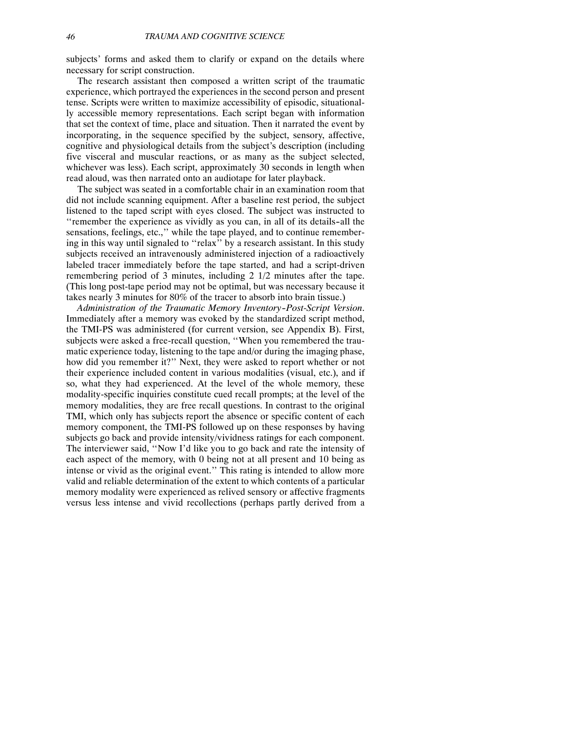subjects' forms and asked them to clarify or expand on the details where necessary for script construction.

The research assistant then composed a written script of the traumatic experience, which portrayed the experiences in the second person and present tense. Scripts were written to maximize accessibility of episodic, situationally accessible memory representations. Each script began with information that set the context of time, place and situation. Then it narrated the event by incorporating, in the sequence specified by the subject, sensory, affective, cognitive and physiological details from the subject's description (including five visceral and muscular reactions, or as many as the subject selected, whichever was less). Each script, approximately 30 seconds in length when read aloud, was then narrated onto an audiotape for later playback.

The subject was seated in a comfortable chair in an examination room that did not include scanning equipment. After a baseline rest period, the subject listened to the taped script with eyes closed. The subject was instructed to ''remember the experience as vividly as you can, in all of its details–all the sensations, feelings, etc.,'' while the tape played, and to continue remembering in this way until signaled to ''relax'' by a research assistant. In this study subjects received an intravenously administered injection of a radioactively labeled tracer immediately before the tape started, and had a script-driven remembering period of 3 minutes, including 2 1/2 minutes after the tape. (This long post-tape period may not be optimal, but was necessary because it takes nearly 3 minutes for 80% of the tracer to absorb into brain tissue.)

*Administration of the Traumatic Memory Inventory–Post-Script Version*. Immediately after a memory was evoked by the standardized script method, the TMI-PS was administered (for current version, see Appendix B). First, subjects were asked a free-recall question, ''When you remembered the traumatic experience today, listening to the tape and/or during the imaging phase, how did you remember it?'' Next, they were asked to report whether or not their experience included content in various modalities (visual, etc.), and if so, what they had experienced. At the level of the whole memory, these modality-specific inquiries constitute cued recall prompts; at the level of the memory modalities, they are free recall questions. In contrast to the original TMI, which only has subjects report the absence or specific content of each memory component, the TMI-PS followed up on these responses by having subjects go back and provide intensity/vividness ratings for each component. The interviewer said, ''Now I'd like you to go back and rate the intensity of each aspect of the memory, with 0 being not at all present and 10 being as intense or vivid as the original event.'' This rating is intended to allow more valid and reliable determination of the extent to which contents of a particular memory modality were experienced as relived sensory or affective fragments versus less intense and vivid recollections (perhaps partly derived from a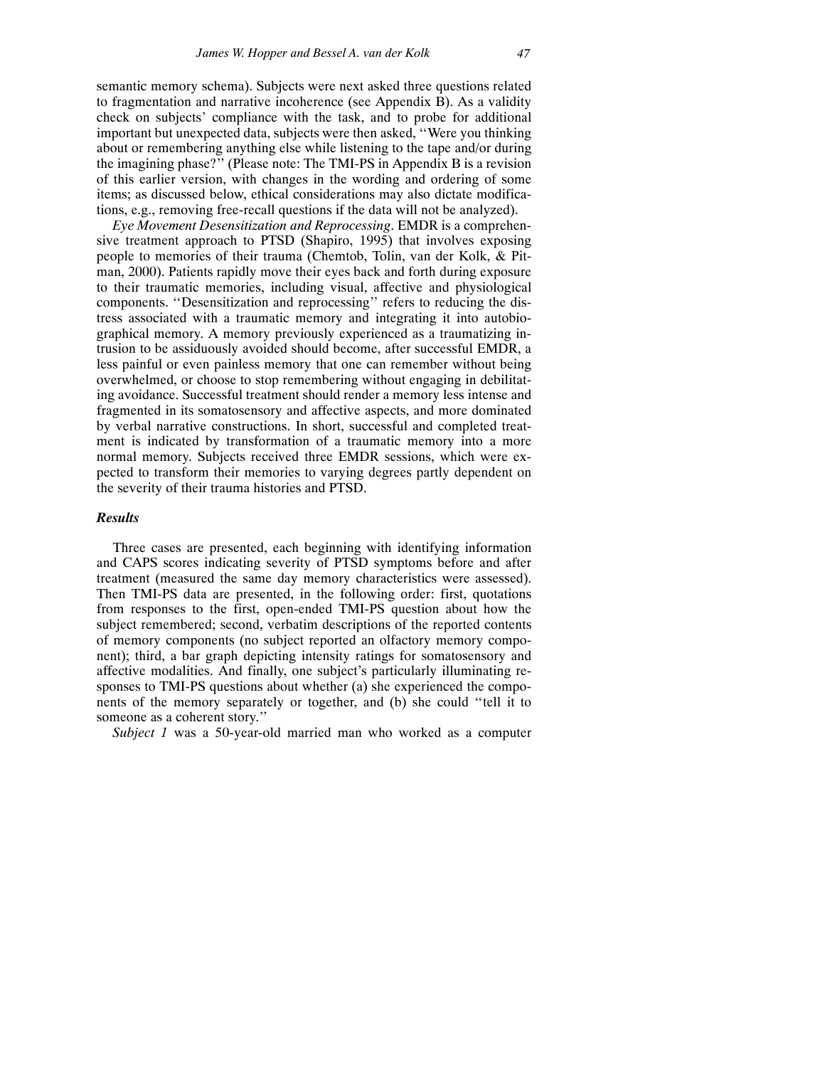semantic memory schema). Subjects were next asked three questions related to fragmentation and narrative incoherence (see Appendix B). As a validity check on subjects' compliance with the task, and to probe for additional important but unexpected data, subjects were then asked, ''Were you thinking about or remembering anything else while listening to the tape and/or during the imagining phase?'' (Please note: The TMI-PS in Appendix B is a revision of this earlier version, with changes in the wording and ordering of some items; as discussed below, ethical considerations may also dictate modifications, e.g., removing free-recall questions if the data will not be analyzed).

*Eye Movement Desensitization and Reprocessing*. EMDR is a comprehensive treatment approach to PTSD (Shapiro, 1995) that involves exposing people to memories of their trauma (Chemtob, Tolin, van der Kolk, & Pitman, 2000). Patients rapidly move their eyes back and forth during exposure to their traumatic memories, including visual, affective and physiological components. ''Desensitization and reprocessing'' refers to reducing the distress associated with a traumatic memory and integrating it into autobiographical memory. A memory previously experienced as a traumatizing intrusion to be assiduously avoided should become, after successful EMDR, a less painful or even painless memory that one can remember without being overwhelmed, or choose to stop remembering without engaging in debilitating avoidance. Successful treatment should render a memory less intense and fragmented in its somatosensory and affective aspects, and more dominated by verbal narrative constructions. In short, successful and completed treatment is indicated by transformation of a traumatic memory into a more normal memory. Subjects received three EMDR sessions, which were expected to transform their memories to varying degrees partly dependent on the severity of their trauma histories and PTSD.

### *Results*

Three cases are presented, each beginning with identifying information and CAPS scores indicating severity of PTSD symptoms before and after treatment (measured the same day memory characteristics were assessed). Then TMI-PS data are presented, in the following order: first, quotations from responses to the first, open-ended TMI-PS question about how the subject remembered; second, verbatim descriptions of the reported contents of memory components (no subject reported an olfactory memory component); third, a bar graph depicting intensity ratings for somatosensory and affective modalities. And finally, one subject's particularly illuminating responses to TMI-PS questions about whether (a) she experienced the components of the memory separately or together, and (b) she could ''tell it to someone as a coherent story.''

*Subject 1* was a 50-year-old married man who worked as a computer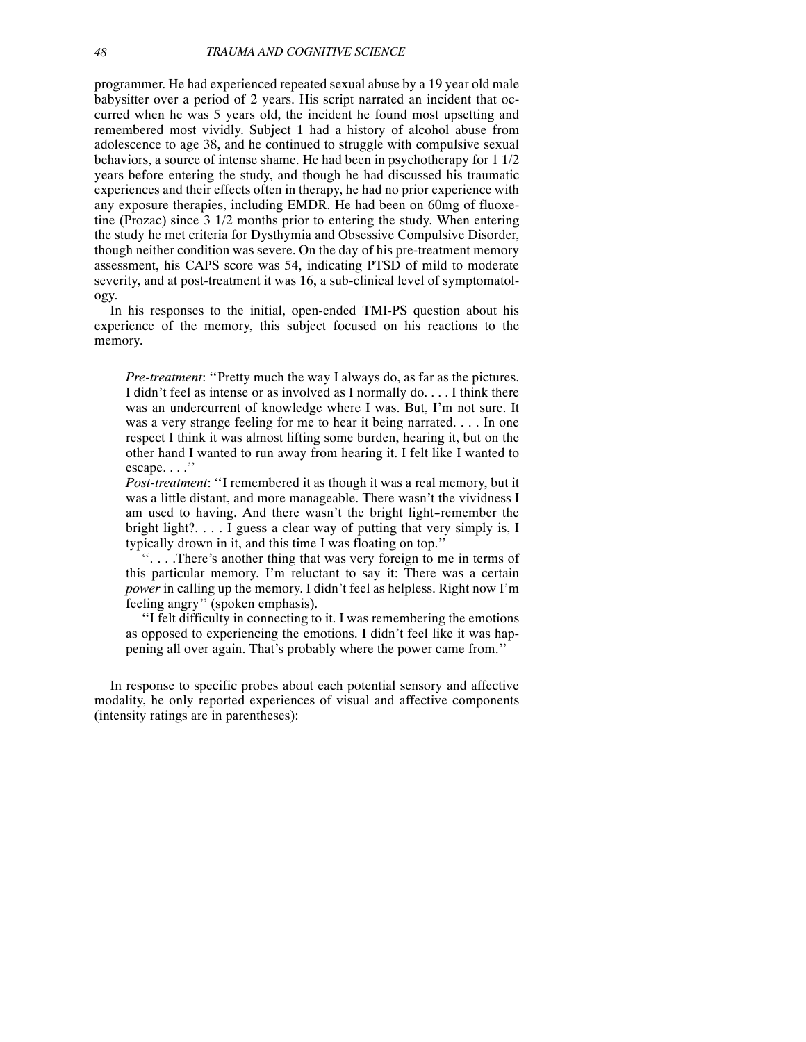programmer. He had experienced repeated sexual abuse by a 19 year old male babysitter over a period of 2 years. His script narrated an incident that occurred when he was 5 years old, the incident he found most upsetting and remembered most vividly. Subject 1 had a history of alcohol abuse from adolescence to age 38, and he continued to struggle with compulsive sexual behaviors, a source of intense shame. He had been in psychotherapy for 1 1/2 years before entering the study, and though he had discussed his traumatic experiences and their effects often in therapy, he had no prior experience with any exposure therapies, including EMDR. He had been on 60mg of fluoxetine (Prozac) since 3 1/2 months prior to entering the study. When entering the study he met criteria for Dysthymia and Obsessive Compulsive Disorder, though neither condition was severe. On the day of his pre-treatment memory assessment, his CAPS score was 54, indicating PTSD of mild to moderate severity, and at post-treatment it was 16, a sub-clinical level of symptomatology.

In his responses to the initial, open-ended TMI-PS question about his experience of the memory, this subject focused on his reactions to the memory.

> *Pre-treatment*: "Pretty much the way I always do, as far as the pictures. I didn't feel as intense or as involved as I normally do. . . . I think there was an undercurrent of knowledge where I was. But, I'm not sure. It was a very strange feeling for me to hear it being narrated. . . . In one respect I think it was almost lifting some burden, hearing it, but on the other hand I wanted to run away from hearing it. I felt like I wanted to escape. . . ."
>
> *Post-treatment*: "I remembered it as though it was a real memory, but it was a little distant, and more manageable. There wasn't the vividness I am used to having. And there wasn't the bright light–remember the bright light?. . . . I guess a clear way of putting that very simply is, I typically drown in it, and this time I was floating on top."
>
> ". . . .There's another thing that was very foreign to me in terms of this particular memory. I'm reluctant to say it: There was a certain *power* in calling up the memory. I didn't feel as helpless. Right now I'm feeling angry" (spoken emphasis).
>
> "I felt difficulty in connecting to it. I was remembering the emotions as opposed to experiencing the emotions. I didn't feel like it was happening all over again. That's probably where the power came from."

In response to specific probes about each potential sensory and affective modality, he only reported experiences of visual and affective components (intensity ratings are in parentheses):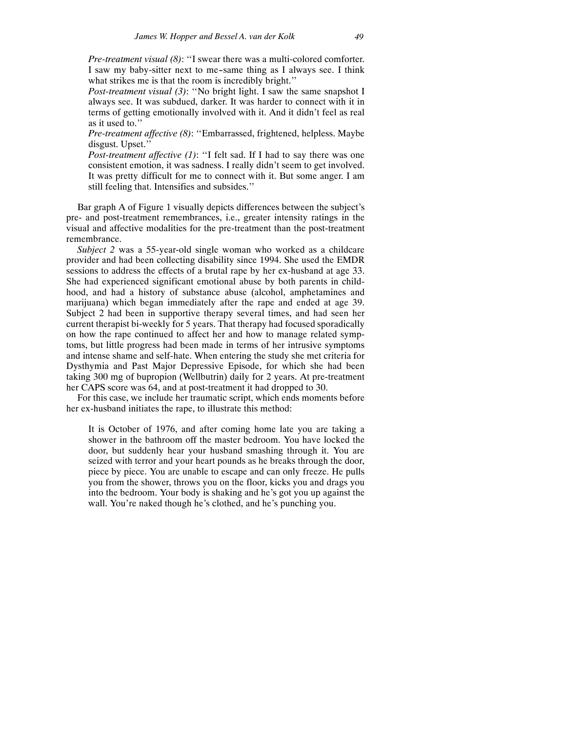*Pre-treatment visual (8)*: "I swear there was a multi-colored comforter. I saw my baby-sitter next to me–same thing as I always see. I think what strikes me is that the room is incredibly bright."

*Post-treatment visual (3)*: "No bright light. I saw the same snapshot I always see. It was subdued, darker. It was harder to connect with it in terms of getting emotionally involved with it. And it didn't feel as real as it used to."

*Pre-treatment affective (8)*: "Embarrassed, frightened, helpless. Maybe disgust. Upset."

*Post-treatment affective (1)*: "I felt sad. If I had to say there was one consistent emotion, it was sadness. I really didn't seem to get involved. It was pretty difficult for me to connect with it. But some anger. I am still feeling that. Intensifies and subsides."

Bar graph A of Figure 1 visually depicts differences between the subject's pre- and post-treatment remembrances, i.e., greater intensity ratings in the visual and affective modalities for the pre-treatment than the post-treatment remembrance.

*Subject 2* was a 55-year-old single woman who worked as a childcare provider and had been collecting disability since 1994. She used the EMDR sessions to address the effects of a brutal rape by her ex-husband at age 33. She had experienced significant emotional abuse by both parents in childhood, and had a history of substance abuse (alcohol, amphetamines and marijuana) which began immediately after the rape and ended at age 39. Subject 2 had been in supportive therapy several times, and had seen her current therapist bi-weekly for 5 years. That therapy had focused sporadically on how the rape continued to affect her and how to manage related symptoms, but little progress had been made in terms of her intrusive symptoms and intense shame and self-hate. When entering the study she met criteria for Dysthymia and Past Major Depressive Episode, for which she had been taking 300 mg of bupropion (Wellbutrin) daily for 2 years. At pre-treatment her CAPS score was 64, and at post-treatment it had dropped to 30.

For this case, we include her traumatic script, which ends moments before her ex-husband initiates the rape, to illustrate this method:

> It is October of 1976, and after coming home late you are taking a shower in the bathroom off the master bedroom. You have locked the door, but suddenly hear your husband smashing through it. You are seized with terror and your heart pounds as he breaks through the door, piece by piece. You are unable to escape and can only freeze. He pulls you from the shower, throws you on the floor, kicks you and drags you into the bedroom. Your body is shaking and he's got you up against the wall. You're naked though he's clothed, and he's punching you.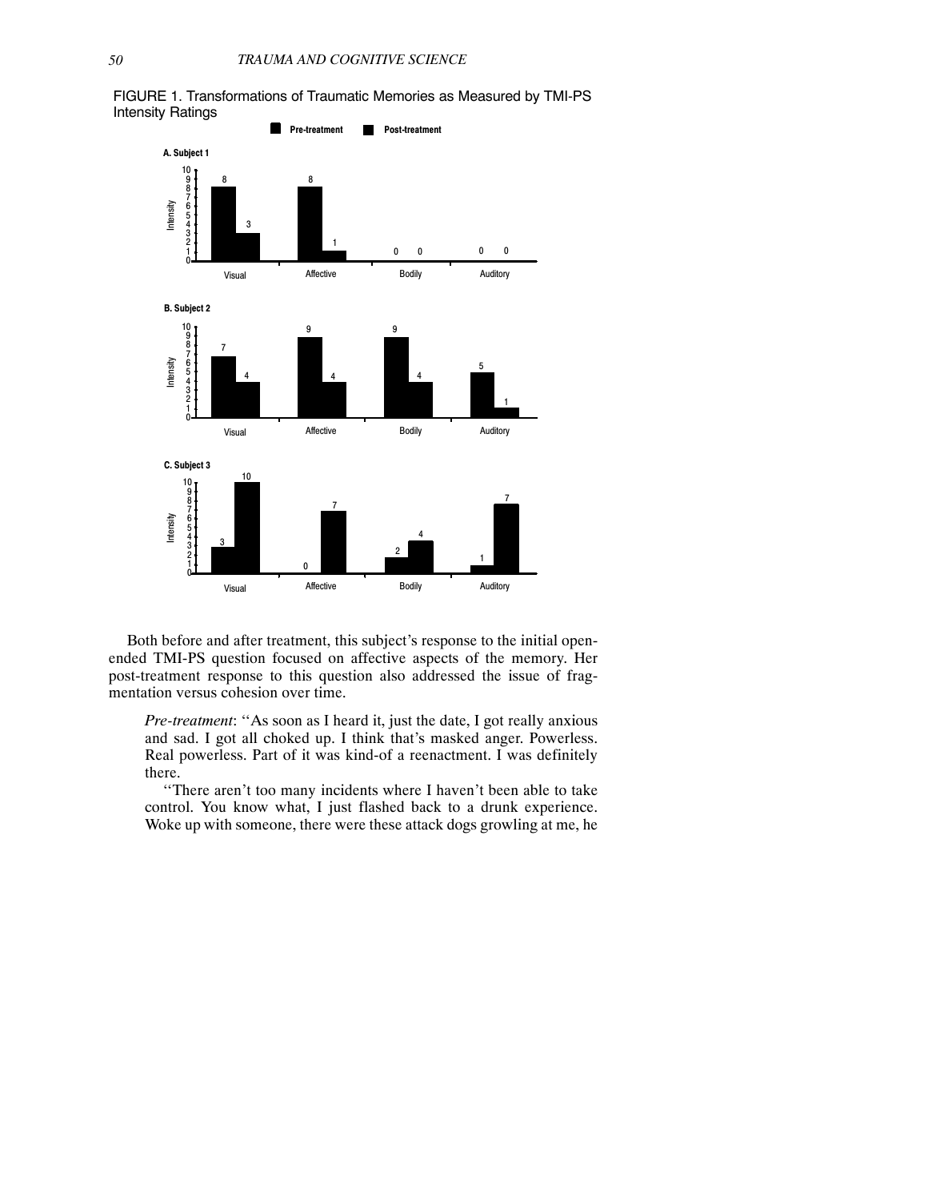FIGURE 1. Transformations of Traumatic Memories as Measured by TMI-PS Intensity Ratings

**A. Subject 1**

| | Visual | Affective | Bodily | Auditory |
|---|---|---|---|---|
| Pre-treatment | 8 | 8 | 0 | 0 |
| Post-treatment | 3 | 1 | 0 | 0 |

**B. Subject 2**

| | Visual | Affective | Bodily | Auditory |
|---|---|---|---|---|
| Pre-treatment | 7 | 9 | 9 | 5 |
| Post-treatment | 4 | 4 | 4 | 1 |

**C. Subject 3**

| | Visual | Affective | Bodily | Auditory |
|---|---|---|---|---|
| Pre-treatment | 3 | 0 | 2 | 1 |
| Post-treatment | 10 | 7 | 4 | 7 |

Both before and after treatment, this subject's response to the initial open-ended TMI-PS question focused on affective aspects of the memory. Her post-treatment response to this question also addressed the issue of fragmentation versus cohesion over time.

> *Pre-treatment*: "As soon as I heard it, just the date, I got really anxious and sad. I got all choked up. I think that's masked anger. Powerless. Real powerless. Part of it was kind-of a reenactment. I was definitely there.
>
> "There aren't too many incidents where I haven't been able to take control. You know what, I just flashed back to a drunk experience. Woke up with someone, there were these attack dogs growling at me, he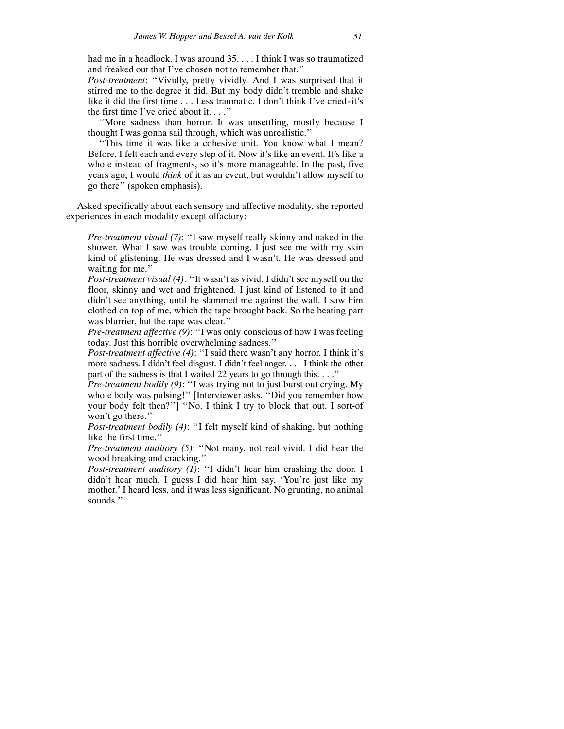had me in a headlock. I was around 35. . . . I think I was so traumatized and freaked out that I've chosen not to remember that.''

*Post-treatment*: ''Vividly, pretty vividly. And I was surprised that it stirred me to the degree it did. But my body didn't tremble and shake like it did the first time . . . Less traumatic. I don't think I've cried–it's the first time I've cried about it. . . .''

''More sadness than horror. It was unsettling, mostly because I thought I was gonna sail through, which was unrealistic.''

''This time it was like a cohesive unit. You know what I mean? Before, I felt each and every step of it. Now it's like an event. It's like a whole instead of fragments, so it's more manageable. In the past, five years ago, I would *think* of it as an event, but wouldn't allow myself to go there'' (spoken emphasis).

Asked specifically about each sensory and affective modality, she reported experiences in each modality except olfactory:

*Pre-treatment visual (7)*: ''I saw myself really skinny and naked in the shower. What I saw was trouble coming. I just see me with my skin kind of glistening. He was dressed and I wasn't. He was dressed and waiting for me.''

*Post-treatment visual (4)*: ''It wasn't as vivid. I didn't see myself on the floor, skinny and wet and frightened. I just kind of listened to it and didn't see anything, until he slammed me against the wall. I saw him clothed on top of me, which the tape brought back. So the beating part was blurrier, but the rape was clear.''

*Pre-treatment affective (9)*: ''I was only conscious of how I was feeling today. Just this horrible overwhelming sadness.''

*Post-treatment affective (4)*: ''I said there wasn't any horror. I think it's more sadness. I didn't feel disgust. I didn't feel anger. . . . I think the other part of the sadness is that I waited 22 years to go through this. . . .''

*Pre-treatment bodily (9)*: ''I was trying not to just burst out crying. My whole body was pulsing!'' [Interviewer asks, ''Did you remember how your body felt then?''] ''No. I think I try to block that out. I sort-of won't go there.''

*Post-treatment bodily (4)*: ''I felt myself kind of shaking, but nothing like the first time.''

*Pre-treatment auditory (5)*: ''Not many, not real vivid. I did hear the wood breaking and cracking.''

*Post-treatment auditory (1)*: ''I didn't hear him crashing the door. I didn't hear much. I guess I did hear him say, 'You're just like my mother.' I heard less, and it was less significant. No grunting, no animal sounds.''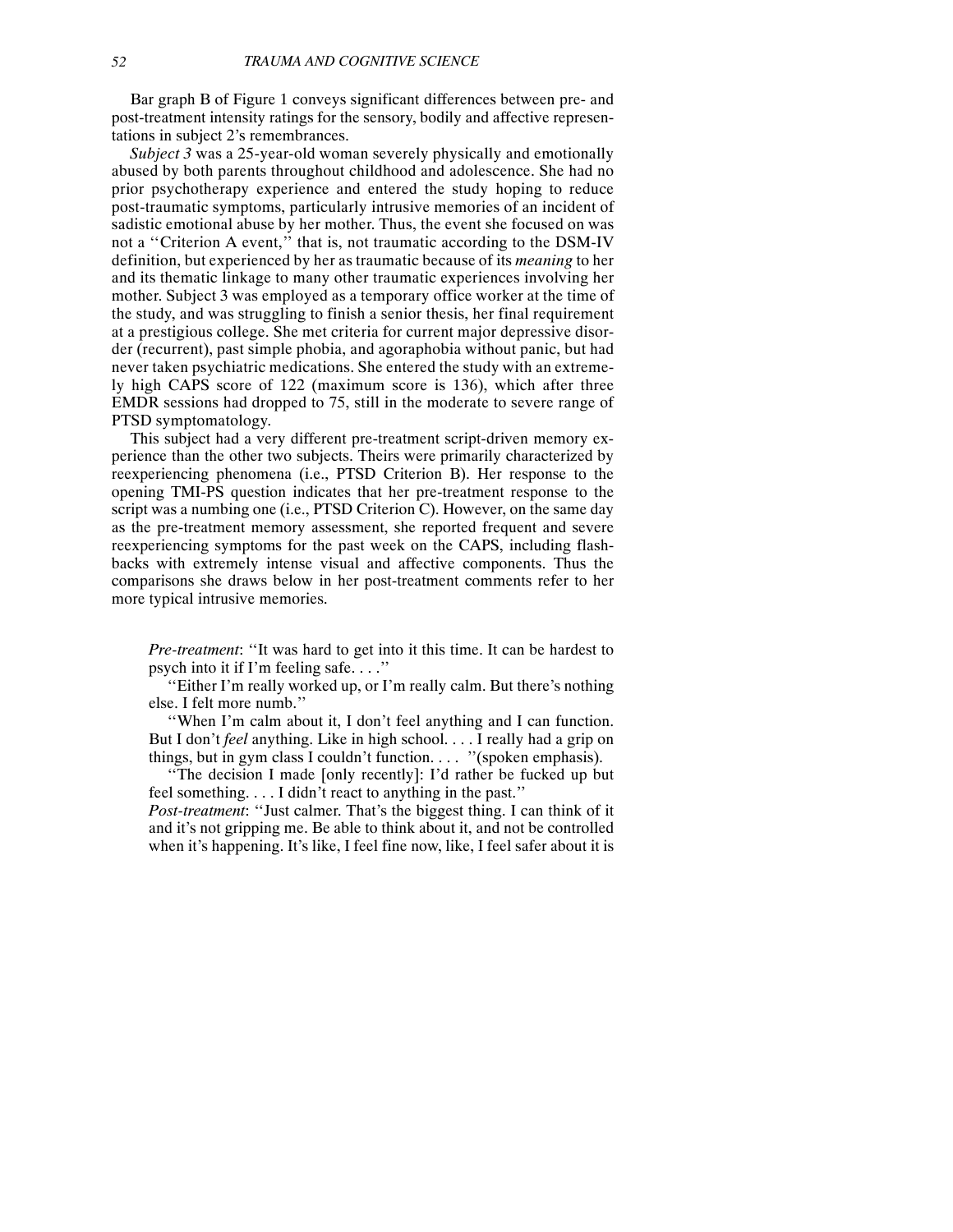Bar graph B of Figure 1 conveys significant differences between pre- and post-treatment intensity ratings for the sensory, bodily and affective representations in subject 2's remembrances.

*Subject 3* was a 25-year-old woman severely physically and emotionally abused by both parents throughout childhood and adolescence. She had no prior psychotherapy experience and entered the study hoping to reduce post-traumatic symptoms, particularly intrusive memories of an incident of sadistic emotional abuse by her mother. Thus, the event she focused on was not a ''Criterion A event,'' that is, not traumatic according to the DSM-IV definition, but experienced by her as traumatic because of its *meaning* to her and its thematic linkage to many other traumatic experiences involving her mother. Subject 3 was employed as a temporary office worker at the time of the study, and was struggling to finish a senior thesis, her final requirement at a prestigious college. She met criteria for current major depressive disorder (recurrent), past simple phobia, and agoraphobia without panic, but had never taken psychiatric medications. She entered the study with an extremely high CAPS score of 122 (maximum score is 136), which after three EMDR sessions had dropped to 75, still in the moderate to severe range of PTSD symptomatology.

This subject had a very different pre-treatment script-driven memory experience than the other two subjects. Theirs were primarily characterized by reexperiencing phenomena (i.e., PTSD Criterion B). Her response to the opening TMI-PS question indicates that her pre-treatment response to the script was a numbing one (i.e., PTSD Criterion C). However, on the same day as the pre-treatment memory assessment, she reported frequent and severe reexperiencing symptoms for the past week on the CAPS, including flashbacks with extremely intense visual and affective components. Thus the comparisons she draws below in her post-treatment comments refer to her more typical intrusive memories.

> *Pre-treatment*: ''It was hard to get into it this time. It can be hardest to psych into it if I'm feeling safe. . . .''
>
> ''Either I'm really worked up, or I'm really calm. But there's nothing else. I felt more numb.''
>
> ''When I'm calm about it, I don't feel anything and I can function. But I don't *feel* anything. Like in high school. . . . I really had a grip on things, but in gym class I couldn't function. . . . ''(spoken emphasis).
>
> ''The decision I made [only recently]: I'd rather be fucked up but feel something. . . . I didn't react to anything in the past.''
>
> *Post-treatment*: ''Just calmer. That's the biggest thing. I can think of it and it's not gripping me. Be able to think about it, and not be controlled when it's happening. It's like, I feel fine now, like, I feel safer about it is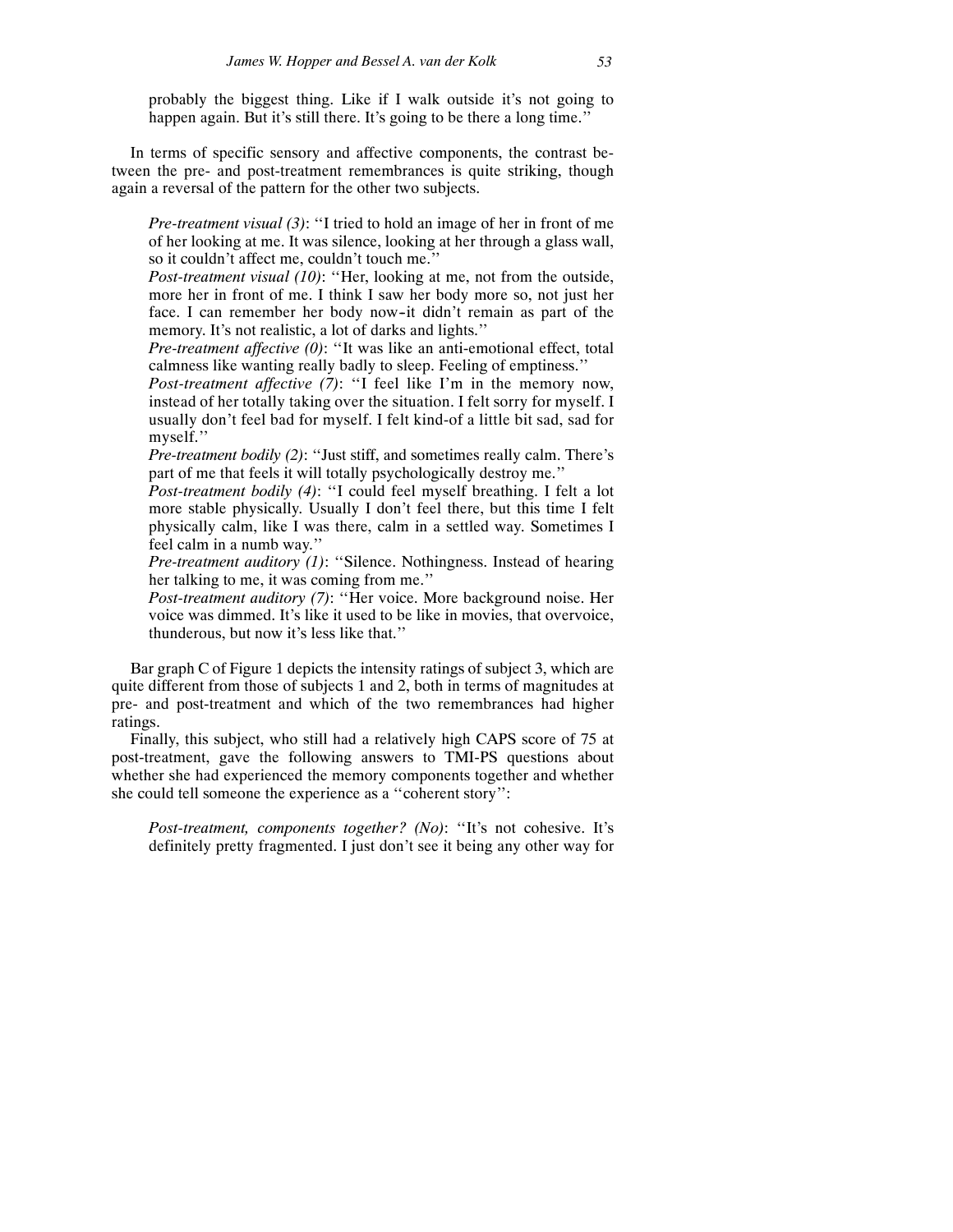probably the biggest thing. Like if I walk outside it's not going to happen again. But it's still there. It's going to be there a long time.''

In terms of specific sensory and affective components, the contrast between the pre- and post-treatment remembrances is quite striking, though again a reversal of the pattern for the other two subjects.

> *Pre-treatment visual (3)*: ''I tried to hold an image of her in front of me of her looking at me. It was silence, looking at her through a glass wall, so it couldn't affect me, couldn't touch me.''
>
> *Post-treatment visual (10)*: ''Her, looking at me, not from the outside, more her in front of me. I think I saw her body more so, not just her face. I can remember her body now–it didn't remain as part of the memory. It's not realistic, a lot of darks and lights.''
>
> *Pre-treatment affective (0)*: ''It was like an anti-emotional effect, total calmness like wanting really badly to sleep. Feeling of emptiness.''
>
> *Post-treatment affective (7)*: ''I feel like I'm in the memory now, instead of her totally taking over the situation. I felt sorry for myself. I usually don't feel bad for myself. I felt kind-of a little bit sad, sad for myself.''
>
> *Pre-treatment bodily (2)*: ''Just stiff, and sometimes really calm. There's part of me that feels it will totally psychologically destroy me.''
>
> *Post-treatment bodily (4)*: ''I could feel myself breathing. I felt a lot more stable physically. Usually I don't feel there, but this time I felt physically calm, like I was there, calm in a settled way. Sometimes I feel calm in a numb way.''
>
> *Pre-treatment auditory (1)*: ''Silence. Nothingness. Instead of hearing her talking to me, it was coming from me.''
>
> *Post-treatment auditory (7)*: ''Her voice. More background noise. Her voice was dimmed. It's like it used to be like in movies, that overvoice, thunderous, but now it's less like that.''

Bar graph C of Figure 1 depicts the intensity ratings of subject 3, which are quite different from those of subjects 1 and 2, both in terms of magnitudes at pre- and post-treatment and which of the two remembrances had higher ratings.

Finally, this subject, who still had a relatively high CAPS score of 75 at post-treatment, gave the following answers to TMI-PS questions about whether she had experienced the memory components together and whether she could tell someone the experience as a ''coherent story'':

> *Post-treatment, components together? (No)*: ''It's not cohesive. It's definitely pretty fragmented. I just don't see it being any other way for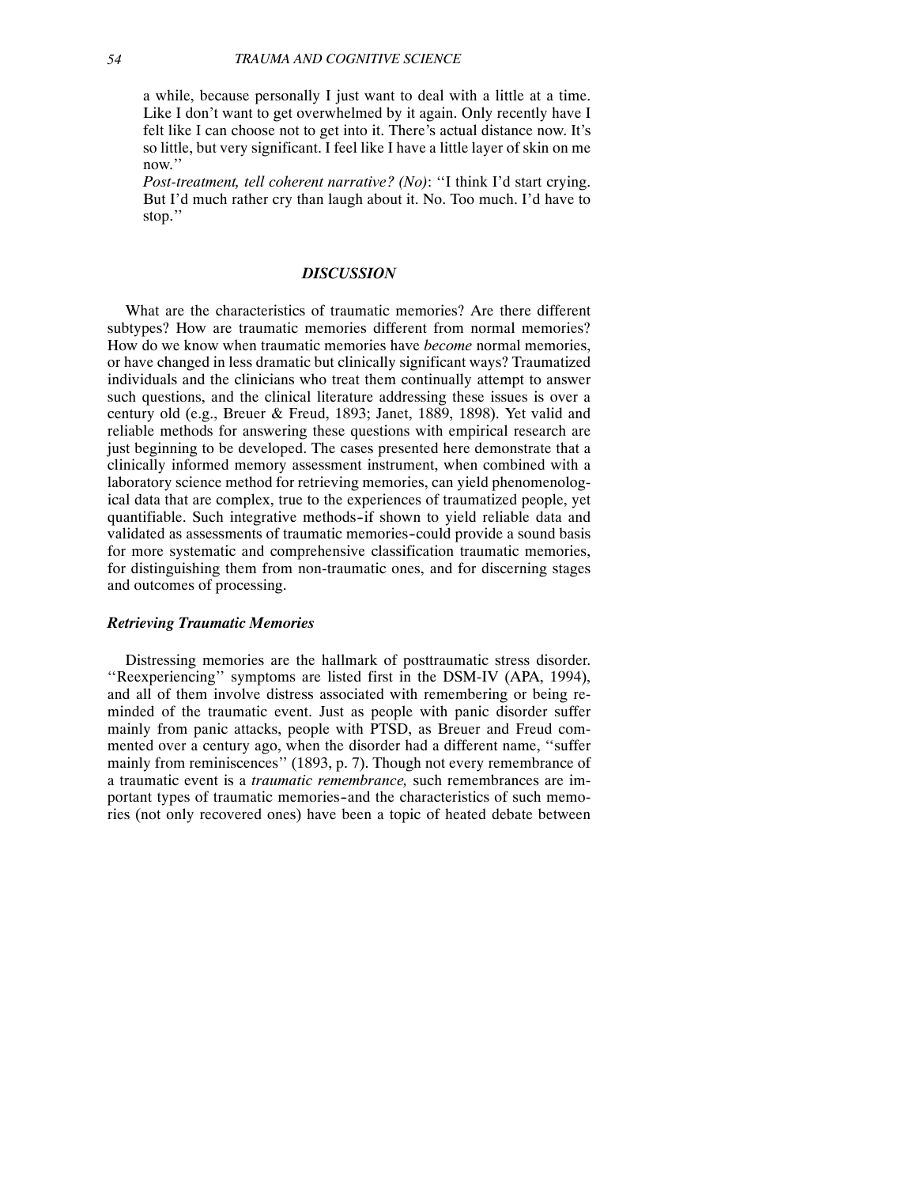a while, because personally I just want to deal with a little at a time. Like I don't want to get overwhelmed by it again. Only recently have I felt like I can choose not to get into it. There's actual distance now. It's so little, but very significant. I feel like I have a little layer of skin on me now.''

*Post-treatment, tell coherent narrative? (No)*: ''I think I'd start crying. But I'd much rather cry than laugh about it. No. Too much. I'd have to stop.''

## DISCUSSION

What are the characteristics of traumatic memories? Are there different subtypes? How are traumatic memories different from normal memories? How do we know when traumatic memories have *become* normal memories, or have changed in less dramatic but clinically significant ways? Traumatized individuals and the clinicians who treat them continually attempt to answer such questions, and the clinical literature addressing these issues is over a century old (e.g., Breuer & Freud, 1893; Janet, 1889, 1898). Yet valid and reliable methods for answering these questions with empirical research are just beginning to be developed. The cases presented here demonstrate that a clinically informed memory assessment instrument, when combined with a laboratory science method for retrieving memories, can yield phenomenological data that are complex, true to the experiences of traumatized people, yet quantifiable. Such integrative methods–if shown to yield reliable data and validated as assessments of traumatic memories–could provide a sound basis for more systematic and comprehensive classification traumatic memories, for distinguishing them from non-traumatic ones, and for discerning stages and outcomes of processing.

### Retrieving Traumatic Memories

Distressing memories are the hallmark of posttraumatic stress disorder. ''Reexperiencing'' symptoms are listed first in the DSM-IV (APA, 1994), and all of them involve distress associated with remembering or being reminded of the traumatic event. Just as people with panic disorder suffer mainly from panic attacks, people with PTSD, as Breuer and Freud commented over a century ago, when the disorder had a different name, ''suffer mainly from reminiscences'' (1893, p. 7). Though not every remembrance of a traumatic event is a *traumatic remembrance,* such remembrances are important types of traumatic memories–and the characteristics of such memories (not only recovered ones) have been a topic of heated debate between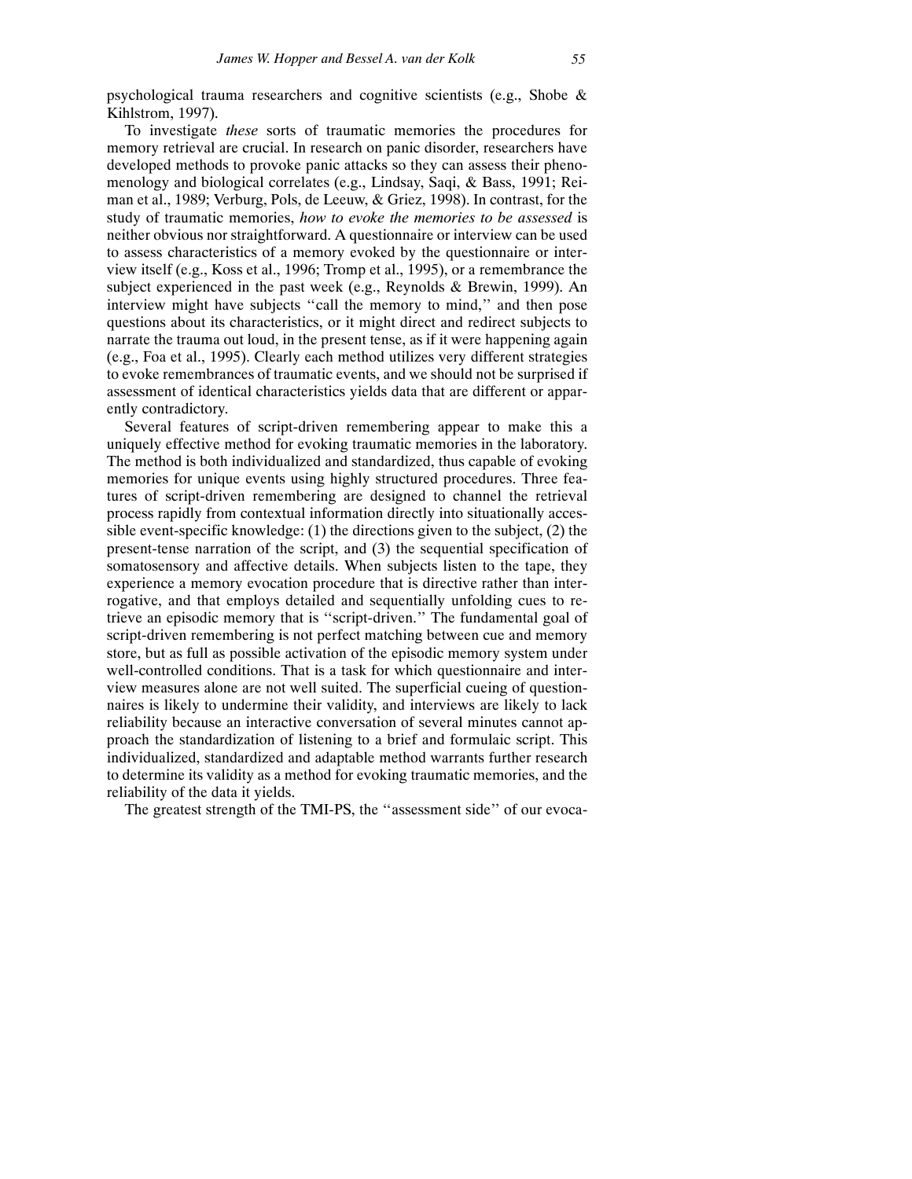psychological trauma researchers and cognitive scientists (e.g., Shobe & Kihlstrom, 1997).

To investigate *these* sorts of traumatic memories the procedures for memory retrieval are crucial. In research on panic disorder, researchers have developed methods to provoke panic attacks so they can assess their phenomenology and biological correlates (e.g., Lindsay, Saqi, & Bass, 1991; Reiman et al., 1989; Verburg, Pols, de Leeuw, & Griez, 1998). In contrast, for the study of traumatic memories, *how to evoke the memories to be assessed* is neither obvious nor straightforward. A questionnaire or interview can be used to assess characteristics of a memory evoked by the questionnaire or interview itself (e.g., Koss et al., 1996; Tromp et al., 1995), or a remembrance the subject experienced in the past week (e.g., Reynolds & Brewin, 1999). An interview might have subjects "call the memory to mind," and then pose questions about its characteristics, or it might direct and redirect subjects to narrate the trauma out loud, in the present tense, as if it were happening again (e.g., Foa et al., 1995). Clearly each method utilizes very different strategies to evoke remembrances of traumatic events, and we should not be surprised if assessment of identical characteristics yields data that are different or apparently contradictory.

Several features of script-driven remembering appear to make this a uniquely effective method for evoking traumatic memories in the laboratory. The method is both individualized and standardized, thus capable of evoking memories for unique events using highly structured procedures. Three features of script-driven remembering are designed to channel the retrieval process rapidly from contextual information directly into situationally accessible event-specific knowledge: (1) the directions given to the subject, (2) the present-tense narration of the script, and (3) the sequential specification of somatosensory and affective details. When subjects listen to the tape, they experience a memory evocation procedure that is directive rather than interrogative, and that employs detailed and sequentially unfolding cues to retrieve an episodic memory that is "script-driven." The fundamental goal of script-driven remembering is not perfect matching between cue and memory store, but as full as possible activation of the episodic memory system under well-controlled conditions. That is a task for which questionnaire and interview measures alone are not well suited. The superficial cueing of questionnaires is likely to undermine their validity, and interviews are likely to lack reliability because an interactive conversation of several minutes cannot approach the standardization of listening to a brief and formulaic script. This individualized, standardized and adaptable method warrants further research to determine its validity as a method for evoking traumatic memories, and the reliability of the data it yields.

The greatest strength of the TMI-PS, the "assessment side" of our evoca-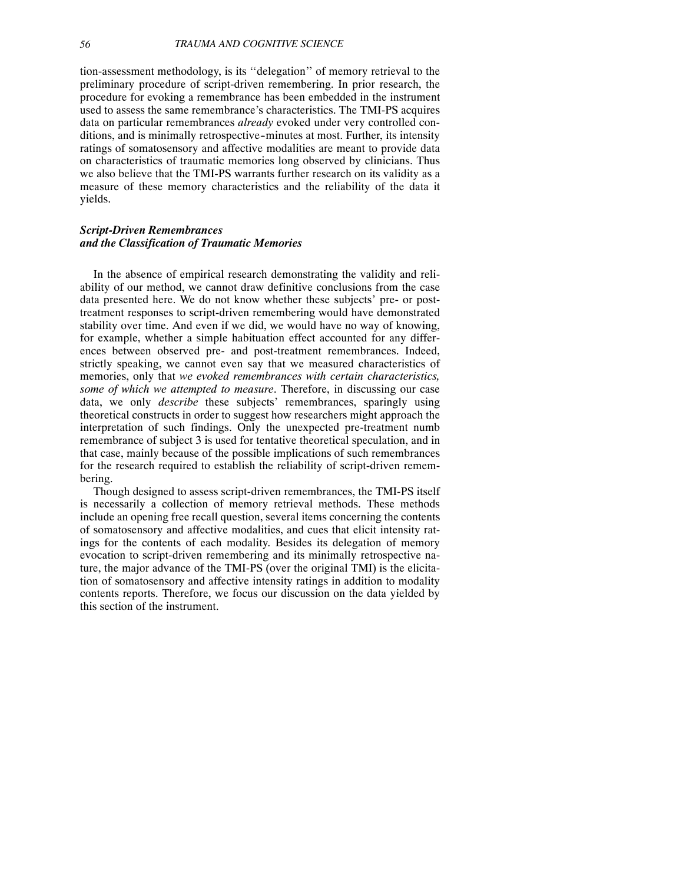tion-assessment methodology, is its ''delegation'' of memory retrieval to the preliminary procedure of script-driven remembering. In prior research, the procedure for evoking a remembrance has been embedded in the instrument used to assess the same remembrance's characteristics. The TMI-PS acquires data on particular remembrances *already* evoked under very controlled conditions, and is minimally retrospective–minutes at most. Further, its intensity ratings of somatosensory and affective modalities are meant to provide data on characteristics of traumatic memories long observed by clinicians. Thus we also believe that the TMI-PS warrants further research on its validity as a measure of these memory characteristics and the reliability of the data it yields.

### *Script-Driven Remembrances and the Classification of Traumatic Memories*

In the absence of empirical research demonstrating the validity and reliability of our method, we cannot draw definitive conclusions from the case data presented here. We do not know whether these subjects' pre- or post-treatment responses to script-driven remembering would have demonstrated stability over time. And even if we did, we would have no way of knowing, for example, whether a simple habituation effect accounted for any differences between observed pre- and post-treatment remembrances. Indeed, strictly speaking, we cannot even say that we measured characteristics of memories, only that *we evoked remembrances with certain characteristics, some of which we attempted to measure*. Therefore, in discussing our case data, we only *describe* these subjects' remembrances, sparingly using theoretical constructs in order to suggest how researchers might approach the interpretation of such findings. Only the unexpected pre-treatment numb remembrance of subject 3 is used for tentative theoretical speculation, and in that case, mainly because of the possible implications of such remembrances for the research required to establish the reliability of script-driven remembering.

Though designed to assess script-driven remembrances, the TMI-PS itself is necessarily a collection of memory retrieval methods. These methods include an opening free recall question, several items concerning the contents of somatosensory and affective modalities, and cues that elicit intensity ratings for the contents of each modality. Besides its delegation of memory evocation to script-driven remembering and its minimally retrospective nature, the major advance of the TMI-PS (over the original TMI) is the elicitation of somatosensory and affective intensity ratings in addition to modality contents reports. Therefore, we focus our discussion on the data yielded by this section of the instrument.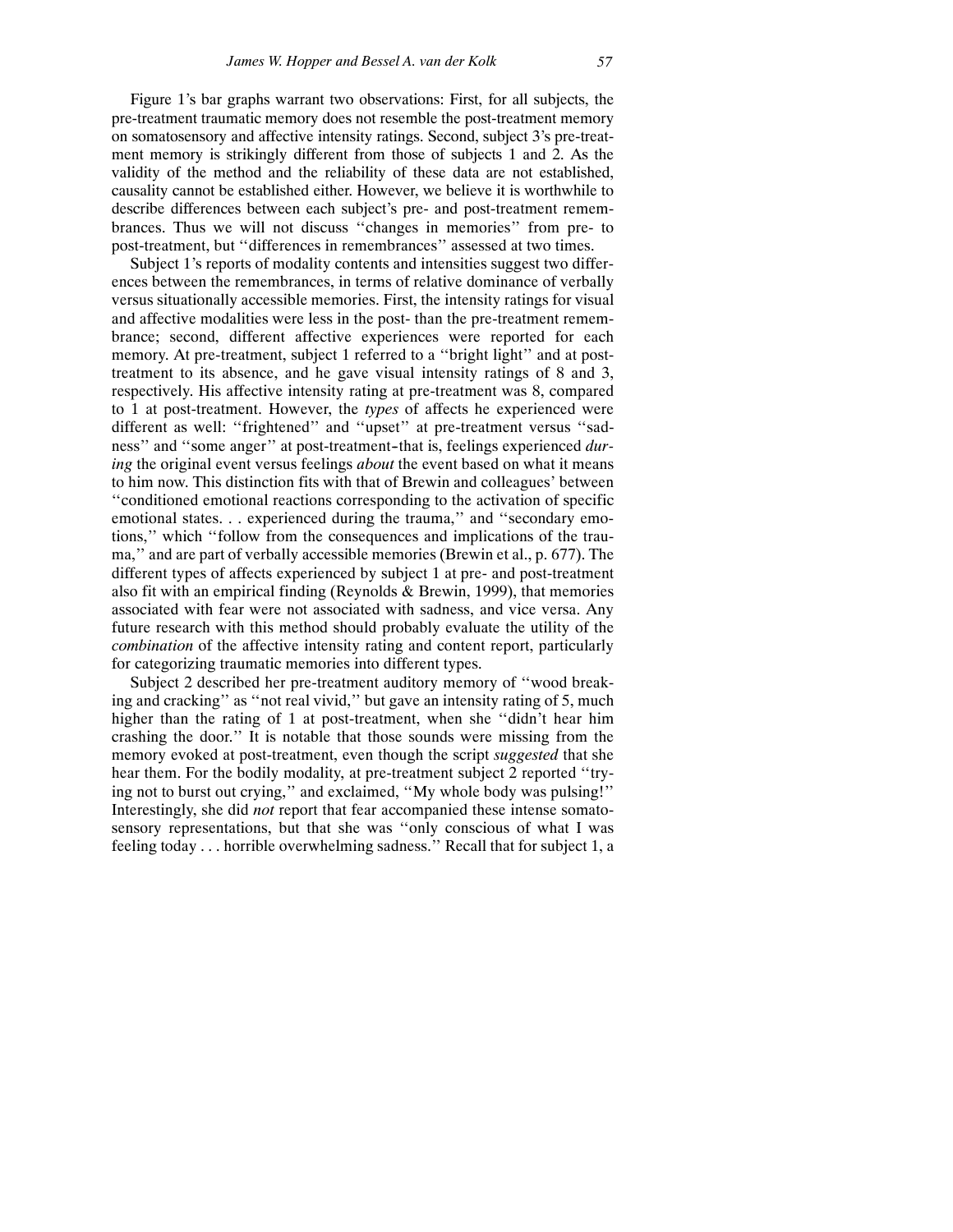Figure 1's bar graphs warrant two observations: First, for all subjects, the pre-treatment traumatic memory does not resemble the post-treatment memory on somatosensory and affective intensity ratings. Second, subject 3's pre-treatment memory is strikingly different from those of subjects 1 and 2. As the validity of the method and the reliability of these data are not established, causality cannot be established either. However, we believe it is worthwhile to describe differences between each subject's pre- and post-treatment remembrances. Thus we will not discuss ''changes in memories'' from pre- to post-treatment, but ''differences in remembrances'' assessed at two times.

Subject 1's reports of modality contents and intensities suggest two differences between the remembrances, in terms of relative dominance of verbally versus situationally accessible memories. First, the intensity ratings for visual and affective modalities were less in the post- than the pre-treatment remembrance; second, different affective experiences were reported for each memory. At pre-treatment, subject 1 referred to a ''bright light'' and at post-treatment to its absence, and he gave visual intensity ratings of 8 and 3, respectively. His affective intensity rating at pre-treatment was 8, compared to 1 at post-treatment. However, the *types* of affects he experienced were different as well: ''frightened'' and ''upset'' at pre-treatment versus ''sadness'' and ''some anger'' at post-treatment–that is, feelings experienced *during* the original event versus feelings *about* the event based on what it means to him now. This distinction fits with that of Brewin and colleagues' between ''conditioned emotional reactions corresponding to the activation of specific emotional states. . . experienced during the trauma,'' and ''secondary emotions,'' which ''follow from the consequences and implications of the trauma,'' and are part of verbally accessible memories (Brewin et al., p. 677). The different types of affects experienced by subject 1 at pre- and post-treatment also fit with an empirical finding (Reynolds & Brewin, 1999), that memories associated with fear were not associated with sadness, and vice versa. Any future research with this method should probably evaluate the utility of the *combination* of the affective intensity rating and content report, particularly for categorizing traumatic memories into different types.

Subject 2 described her pre-treatment auditory memory of ''wood breaking and cracking'' as ''not real vivid,'' but gave an intensity rating of 5, much higher than the rating of 1 at post-treatment, when she ''didn't hear him crashing the door.'' It is notable that those sounds were missing from the memory evoked at post-treatment, even though the script *suggested* that she hear them. For the bodily modality, at pre-treatment subject 2 reported ''trying not to burst out crying,'' and exclaimed, ''My whole body was pulsing!'' Interestingly, she did *not* report that fear accompanied these intense somatosensory representations, but that she was ''only conscious of what I was feeling today . . . horrible overwhelming sadness.'' Recall that for subject 1, a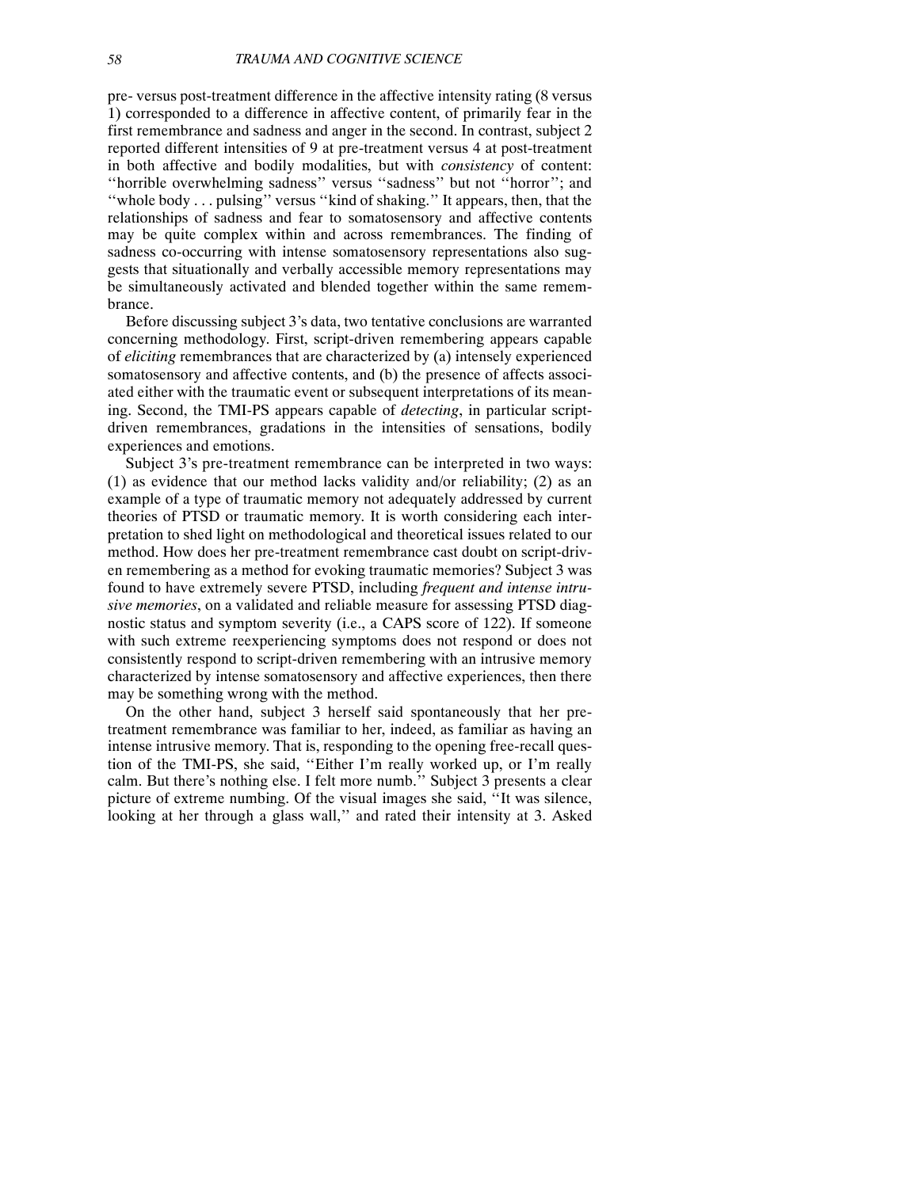pre- versus post-treatment difference in the affective intensity rating (8 versus 1) corresponded to a difference in affective content, of primarily fear in the first remembrance and sadness and anger in the second. In contrast, subject 2 reported different intensities of 9 at pre-treatment versus 4 at post-treatment in both affective and bodily modalities, but with *consistency* of content: ''horrible overwhelming sadness'' versus ''sadness'' but not ''horror''; and ''whole body . . . pulsing'' versus ''kind of shaking.'' It appears, then, that the relationships of sadness and fear to somatosensory and affective contents may be quite complex within and across remembrances. The finding of sadness co-occurring with intense somatosensory representations also suggests that situationally and verbally accessible memory representations may be simultaneously activated and blended together within the same remembrance.

Before discussing subject 3's data, two tentative conclusions are warranted concerning methodology. First, script-driven remembering appears capable of *eliciting* remembrances that are characterized by (a) intensely experienced somatosensory and affective contents, and (b) the presence of affects associated either with the traumatic event or subsequent interpretations of its meaning. Second, the TMI-PS appears capable of *detecting*, in particular script-driven remembrances, gradations in the intensities of sensations, bodily experiences and emotions.

Subject 3's pre-treatment remembrance can be interpreted in two ways: (1) as evidence that our method lacks validity and/or reliability; (2) as an example of a type of traumatic memory not adequately addressed by current theories of PTSD or traumatic memory. It is worth considering each interpretation to shed light on methodological and theoretical issues related to our method. How does her pre-treatment remembrance cast doubt on script-driven remembering as a method for evoking traumatic memories? Subject 3 was found to have extremely severe PTSD, including *frequent and intense intrusive memories*, on a validated and reliable measure for assessing PTSD diagnostic status and symptom severity (i.e., a CAPS score of 122). If someone with such extreme reexperiencing symptoms does not respond or does not consistently respond to script-driven remembering with an intrusive memory characterized by intense somatosensory and affective experiences, then there may be something wrong with the method.

On the other hand, subject 3 herself said spontaneously that her pre-treatment remembrance was familiar to her, indeed, as familiar as having an intense intrusive memory. That is, responding to the opening free-recall question of the TMI-PS, she said, ''Either I'm really worked up, or I'm really calm. But there's nothing else. I felt more numb.'' Subject 3 presents a clear picture of extreme numbing. Of the visual images she said, ''It was silence, looking at her through a glass wall,'' and rated their intensity at 3. Asked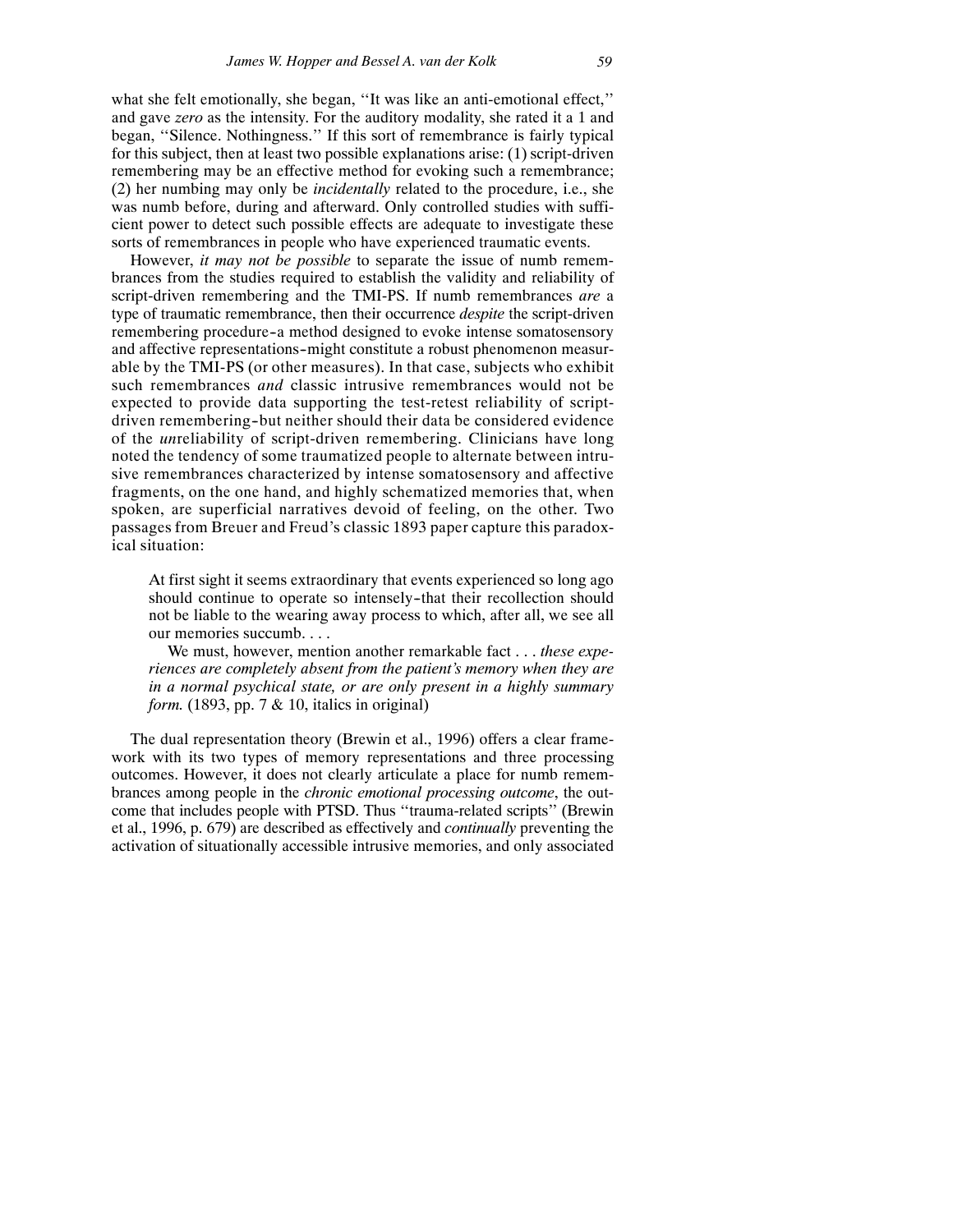what she felt emotionally, she began, ''It was like an anti-emotional effect,'' and gave *zero* as the intensity. For the auditory modality, she rated it a 1 and began, ''Silence. Nothingness.'' If this sort of remembrance is fairly typical for this subject, then at least two possible explanations arise: (1) script-driven remembering may be an effective method for evoking such a remembrance; (2) her numbing may only be *incidentally* related to the procedure, i.e., she was numb before, during and afterward. Only controlled studies with sufficient power to detect such possible effects are adequate to investigate these sorts of remembrances in people who have experienced traumatic events.

However, *it may not be possible* to separate the issue of numb remembrances from the studies required to establish the validity and reliability of script-driven remembering and the TMI-PS. If numb remembrances *are* a type of traumatic remembrance, then their occurrence *despite* the script-driven remembering procedure–a method designed to evoke intense somatosensory and affective representations–might constitute a robust phenomenon measurable by the TMI-PS (or other measures). In that case, subjects who exhibit such remembrances *and* classic intrusive remembrances would not be expected to provide data supporting the test-retest reliability of script-driven remembering–but neither should their data be considered evidence of the *un*reliability of script-driven remembering. Clinicians have long noted the tendency of some traumatized people to alternate between intrusive remembrances characterized by intense somatosensory and affective fragments, on the one hand, and highly schematized memories that, when spoken, are superficial narratives devoid of feeling, on the other. Two passages from Breuer and Freud's classic 1893 paper capture this paradoxical situation:

> At first sight it seems extraordinary that events experienced so long ago should continue to operate so intensely–that their recollection should not be liable to the wearing away process to which, after all, we see all our memories succumb. . . .
>
> We must, however, mention another remarkable fact . . . *these experiences are completely absent from the patient's memory when they are in a normal psychical state, or are only present in a highly summary form.* (1893, pp. 7 & 10, italics in original)

The dual representation theory (Brewin et al., 1996) offers a clear framework with its two types of memory representations and three processing outcomes. However, it does not clearly articulate a place for numb remembrances among people in the *chronic emotional processing outcome*, the outcome that includes people with PTSD. Thus ''trauma-related scripts'' (Brewin et al., 1996, p. 679) are described as effectively and *continually* preventing the activation of situationally accessible intrusive memories, and only associated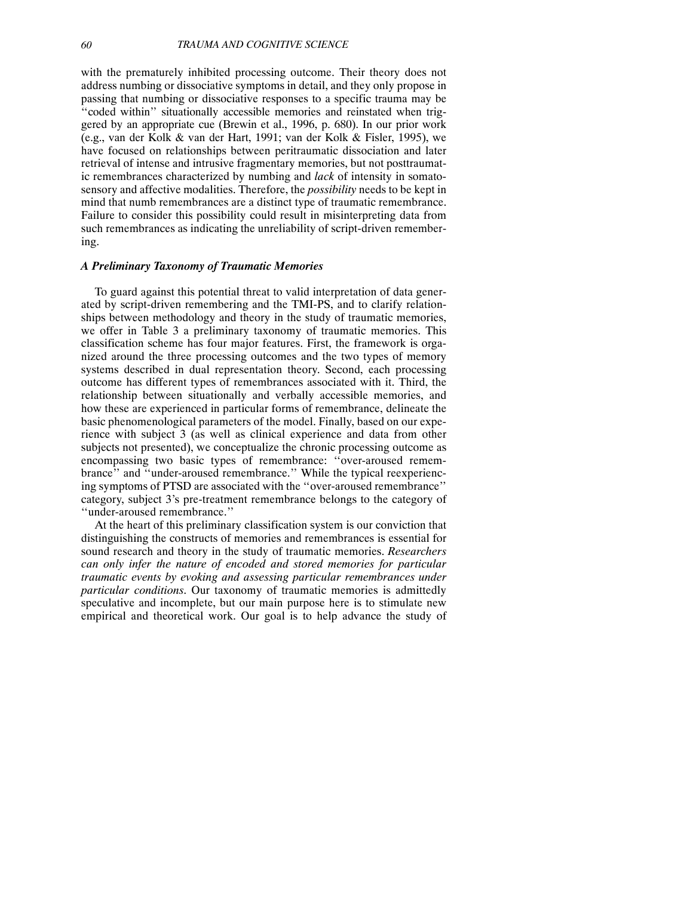with the prematurely inhibited processing outcome. Their theory does not address numbing or dissociative symptoms in detail, and they only propose in passing that numbing or dissociative responses to a specific trauma may be "coded within" situationally accessible memories and reinstated when triggered by an appropriate cue (Brewin et al., 1996, p. 680). In our prior work (e.g., van der Kolk & van der Hart, 1991; van der Kolk & Fisler, 1995), we have focused on relationships between peritraumatic dissociation and later retrieval of intense and intrusive fragmentary memories, but not posttraumatic remembrances characterized by numbing and *lack* of intensity in somatosensory and affective modalities. Therefore, the *possibility* needs to be kept in mind that numb remembrances are a distinct type of traumatic remembrance. Failure to consider this possibility could result in misinterpreting data from such remembrances as indicating the unreliability of script-driven remembering.

### *A Preliminary Taxonomy of Traumatic Memories*

To guard against this potential threat to valid interpretation of data generated by script-driven remembering and the TMI-PS, and to clarify relationships between methodology and theory in the study of traumatic memories, we offer in Table 3 a preliminary taxonomy of traumatic memories. This classification scheme has four major features. First, the framework is organized around the three processing outcomes and the two types of memory systems described in dual representation theory. Second, each processing outcome has different types of remembrances associated with it. Third, the relationship between situationally and verbally accessible memories, and how these are experienced in particular forms of remembrance, delineate the basic phenomenological parameters of the model. Finally, based on our experience with subject 3 (as well as clinical experience and data from other subjects not presented), we conceptualize the chronic processing outcome as encompassing two basic types of remembrance: "over-aroused remembrance" and "under-aroused remembrance." While the typical reexperiencing symptoms of PTSD are associated with the "over-aroused remembrance" category, subject 3's pre-treatment remembrance belongs to the category of "under-aroused remembrance."

At the heart of this preliminary classification system is our conviction that distinguishing the constructs of memories and remembrances is essential for sound research and theory in the study of traumatic memories. *Researchers can only infer the nature of encoded and stored memories for particular traumatic events by evoking and assessing particular remembrances under particular conditions.* Our taxonomy of traumatic memories is admittedly speculative and incomplete, but our main purpose here is to stimulate new empirical and theoretical work. Our goal is to help advance the study of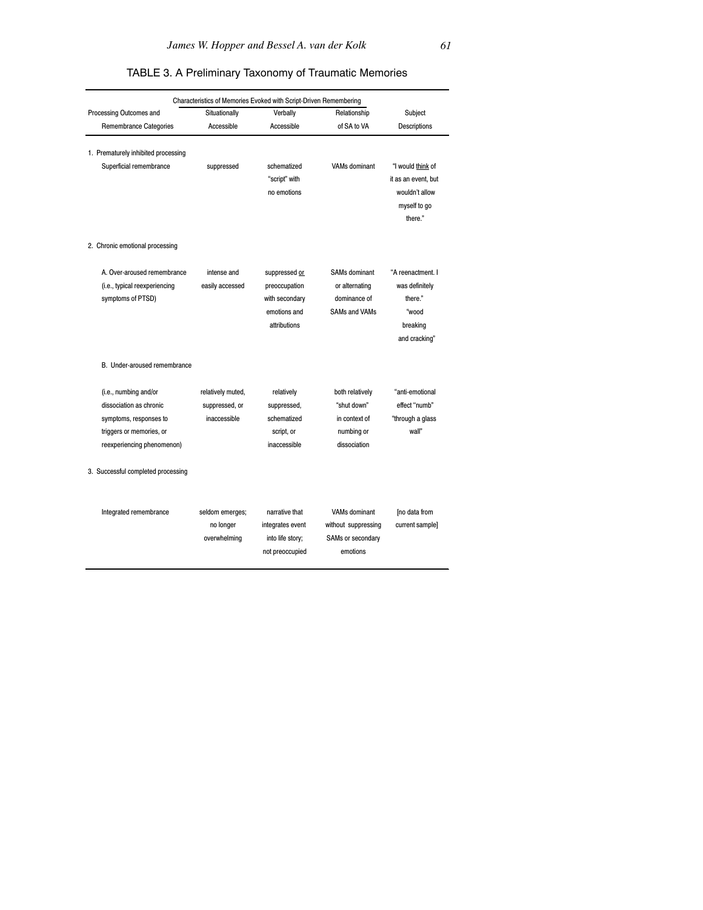TABLE 3. A Preliminary Taxonomy of Traumatic Memories

| Processing Outcomes and Remembrance Categories | Characteristics of Memories Evoked with Script-Driven Remembering | | | |
|---|---|---|---|---|
| | Situationally Accessible | Verbally Accessible | Relationship of SA to VA | Subject Descriptions |
| 1. Prematurely inhibited processing | | | | |
| Superficial remembrance | suppressed | schematized "script" with no emotions | VAMs dominant | "I would think of it as an event, but wouldn't allow myself to go there." |
| 2. Chronic emotional processing | | | | |
| A. Over-aroused remembrance (i.e., typical reexperiencing symptoms of PTSD) | intense and easily accessed | suppressed or preoccupation with secondary emotions and attributions | SAMs dominant or alternating dominance of SAMs and VAMs | "A reenactment. I was definitely there." "wood breaking and cracking" |
| B. Under-aroused remembrance (i.e., numbing and/or dissociation as chronic symptoms, responses to triggers or memories, or reexperiencing phenomenon) | relatively muted, suppressed, or inaccessible | relatively suppressed, schematized script, or inaccessible | both relatively "shut down" in context of numbing or dissociation | "anti-emotional effect "numb" "through a glass wall" |
| 3. Successful completed processing | | | | |
| Integrated remembrance | seldom emerges; no longer overwhelming | narrative that integrates event into life story; not preoccupied | VAMs dominant without suppressing SAMs or secondary emotions | [no data from current sample] |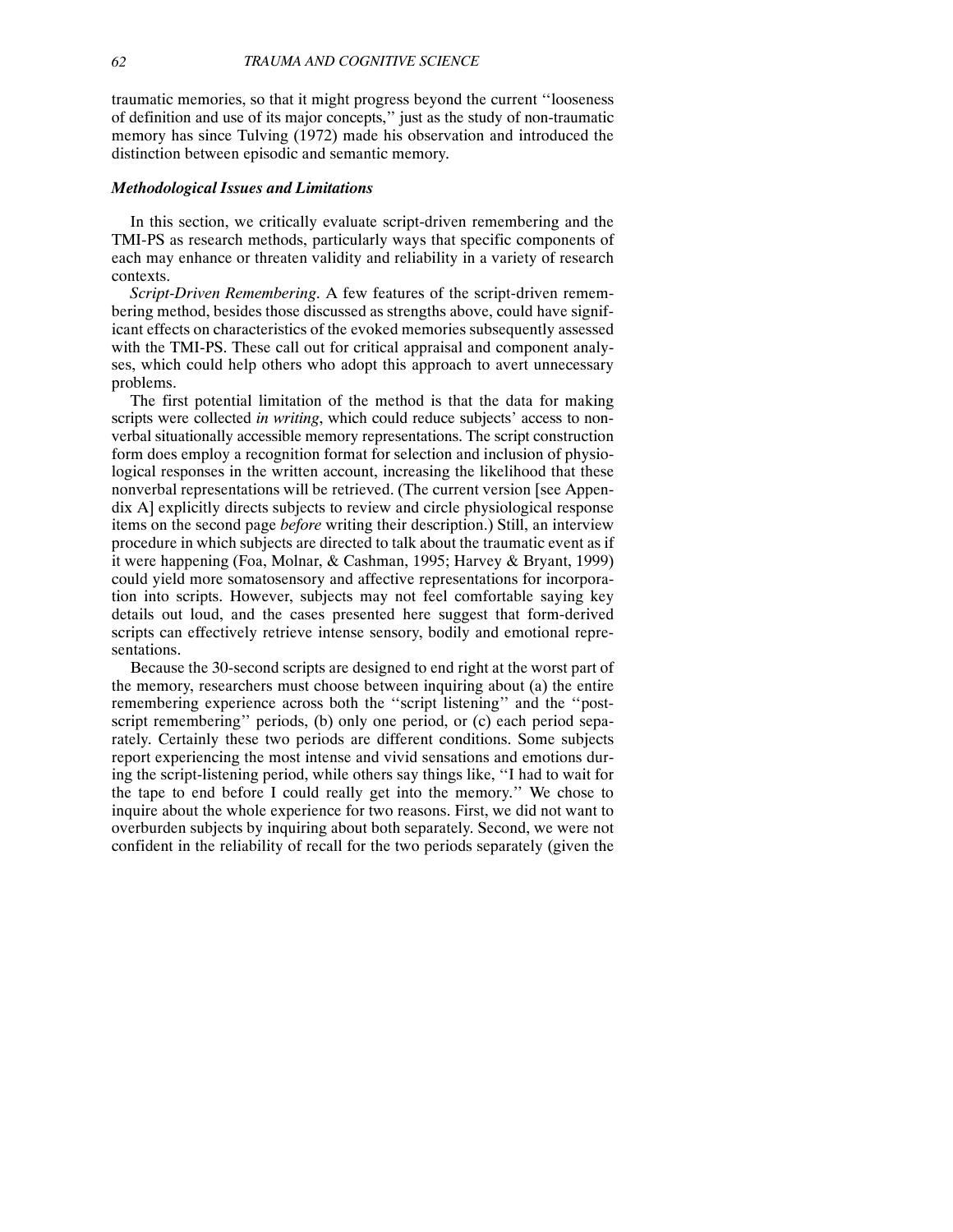traumatic memories, so that it might progress beyond the current "looseness of definition and use of its major concepts," just as the study of non-traumatic memory has since Tulving (1972) made his observation and introduced the distinction between episodic and semantic memory.

### *Methodological Issues and Limitations*

In this section, we critically evaluate script-driven remembering and the TMI-PS as research methods, particularly ways that specific components of each may enhance or threaten validity and reliability in a variety of research contexts.

*Script-Driven Remembering.* A few features of the script-driven remembering method, besides those discussed as strengths above, could have significant effects on characteristics of the evoked memories subsequently assessed with the TMI-PS. These call out for critical appraisal and component analyses, which could help others who adopt this approach to avert unnecessary problems.

The first potential limitation of the method is that the data for making scripts were collected *in writing*, which could reduce subjects' access to nonverbal situationally accessible memory representations. The script construction form does employ a recognition format for selection and inclusion of physiological responses in the written account, increasing the likelihood that these nonverbal representations will be retrieved. (The current version [see Appendix A] explicitly directs subjects to review and circle physiological response items on the second page *before* writing their description.) Still, an interview procedure in which subjects are directed to talk about the traumatic event as if it were happening (Foa, Molnar, & Cashman, 1995; Harvey & Bryant, 1999) could yield more somatosensory and affective representations for incorporation into scripts. However, subjects may not feel comfortable saying key details out loud, and the cases presented here suggest that form-derived scripts can effectively retrieve intense sensory, bodily and emotional representations.

Because the 30-second scripts are designed to end right at the worst part of the memory, researchers must choose between inquiring about (a) the entire remembering experience across both the "script listening" and the "post-script remembering" periods, (b) only one period, or (c) each period separately. Certainly these two periods are different conditions. Some subjects report experiencing the most intense and vivid sensations and emotions during the script-listening period, while others say things like, "I had to wait for the tape to end before I could really get into the memory." We chose to inquire about the whole experience for two reasons. First, we did not want to overburden subjects by inquiring about both separately. Second, we were not confident in the reliability of recall for the two periods separately (given the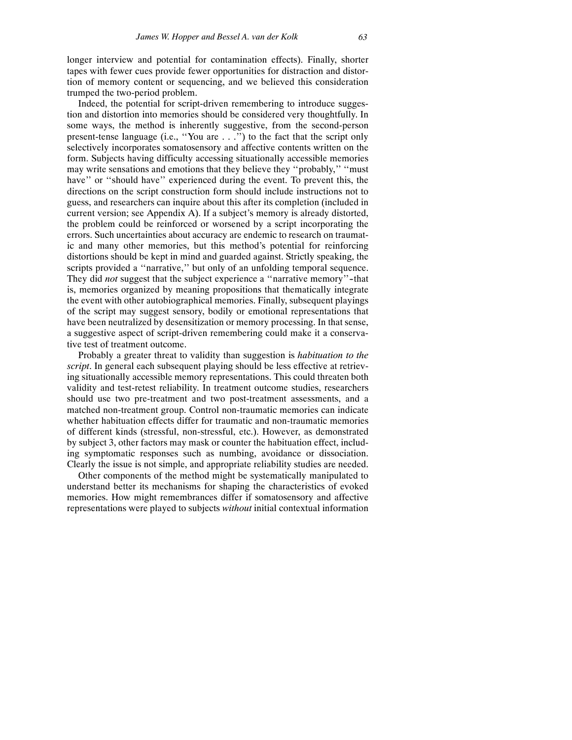longer interview and potential for contamination effects). Finally, shorter tapes with fewer cues provide fewer opportunities for distraction and distortion of memory content or sequencing, and we believed this consideration trumped the two-period problem.

Indeed, the potential for script-driven remembering to introduce suggestion and distortion into memories should be considered very thoughtfully. In some ways, the method is inherently suggestive, from the second-person present-tense language (i.e., ''You are . . .'') to the fact that the script only selectively incorporates somatosensory and affective contents written on the form. Subjects having difficulty accessing situationally accessible memories may write sensations and emotions that they believe they ''probably,'' ''must have'' or ''should have'' experienced during the event. To prevent this, the directions on the script construction form should include instructions not to guess, and researchers can inquire about this after its completion (included in current version; see Appendix A). If a subject's memory is already distorted, the problem could be reinforced or worsened by a script incorporating the errors. Such uncertainties about accuracy are endemic to research on traumatic and many other memories, but this method's potential for reinforcing distortions should be kept in mind and guarded against. Strictly speaking, the scripts provided a ''narrative,'' but only of an unfolding temporal sequence. They did *not* suggest that the subject experience a ''narrative memory''–that is, memories organized by meaning propositions that thematically integrate the event with other autobiographical memories. Finally, subsequent playings of the script may suggest sensory, bodily or emotional representations that have been neutralized by desensitization or memory processing. In that sense, a suggestive aspect of script-driven remembering could make it a conservative test of treatment outcome.

Probably a greater threat to validity than suggestion is *habituation to the script*. In general each subsequent playing should be less effective at retrieving situationally accessible memory representations. This could threaten both validity and test-retest reliability. In treatment outcome studies, researchers should use two pre-treatment and two post-treatment assessments, and a matched non-treatment group. Control non-traumatic memories can indicate whether habituation effects differ for traumatic and non-traumatic memories of different kinds (stressful, non-stressful, etc.). However, as demonstrated by subject 3, other factors may mask or counter the habituation effect, including symptomatic responses such as numbing, avoidance or dissociation. Clearly the issue is not simple, and appropriate reliability studies are needed.

Other components of the method might be systematically manipulated to understand better its mechanisms for shaping the characteristics of evoked memories. How might remembrances differ if somatosensory and affective representations were played to subjects *without* initial contextual information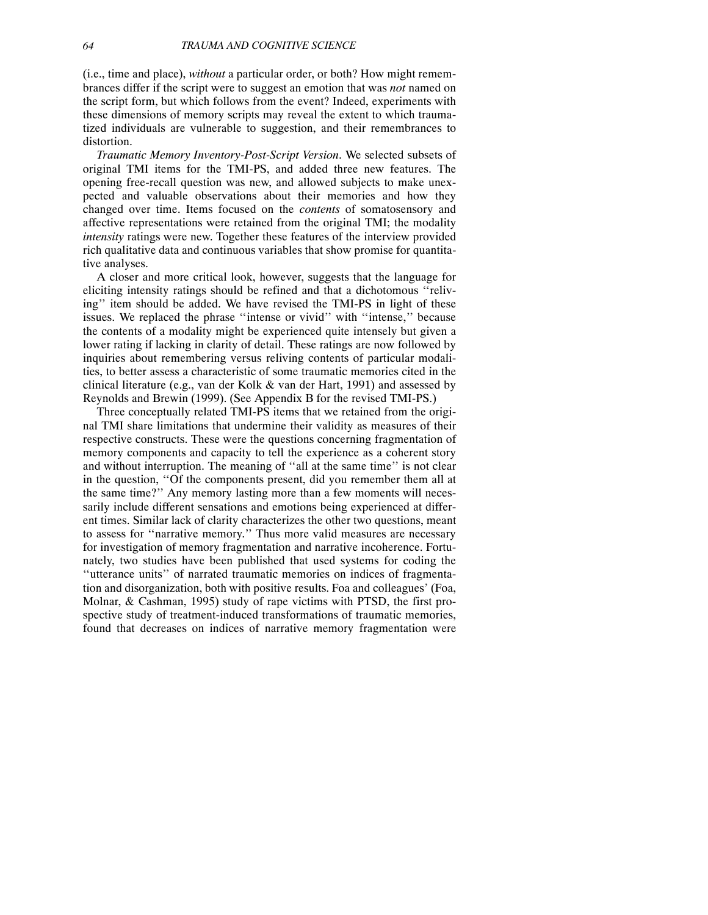(i.e., time and place), *without* a particular order, or both? How might remembrances differ if the script were to suggest an emotion that was *not* named on the script form, but which follows from the event? Indeed, experiments with these dimensions of memory scripts may reveal the extent to which traumatized individuals are vulnerable to suggestion, and their remembrances to distortion.

*Traumatic Memory Inventory-Post-Script Version*. We selected subsets of original TMI items for the TMI-PS, and added three new features. The opening free-recall question was new, and allowed subjects to make unexpected and valuable observations about their memories and how they changed over time. Items focused on the *contents* of somatosensory and affective representations were retained from the original TMI; the modality *intensity* ratings were new. Together these features of the interview provided rich qualitative data and continuous variables that show promise for quantitative analyses.

A closer and more critical look, however, suggests that the language for eliciting intensity ratings should be refined and that a dichotomous ''reliving'' item should be added. We have revised the TMI-PS in light of these issues. We replaced the phrase ''intense or vivid'' with ''intense,'' because the contents of a modality might be experienced quite intensely but given a lower rating if lacking in clarity of detail. These ratings are now followed by inquiries about remembering versus reliving contents of particular modalities, to better assess a characteristic of some traumatic memories cited in the clinical literature (e.g., van der Kolk & van der Hart, 1991) and assessed by Reynolds and Brewin (1999). (See Appendix B for the revised TMI-PS.)

Three conceptually related TMI-PS items that we retained from the original TMI share limitations that undermine their validity as measures of their respective constructs. These were the questions concerning fragmentation of memory components and capacity to tell the experience as a coherent story and without interruption. The meaning of ''all at the same time'' is not clear in the question, ''Of the components present, did you remember them all at the same time?'' Any memory lasting more than a few moments will necessarily include different sensations and emotions being experienced at different times. Similar lack of clarity characterizes the other two questions, meant to assess for ''narrative memory.'' Thus more valid measures are necessary for investigation of memory fragmentation and narrative incoherence. Fortunately, two studies have been published that used systems for coding the ''utterance units'' of narrated traumatic memories on indices of fragmentation and disorganization, both with positive results. Foa and colleagues' (Foa, Molnar, & Cashman, 1995) study of rape victims with PTSD, the first prospective study of treatment-induced transformations of traumatic memories, found that decreases on indices of narrative memory fragmentation were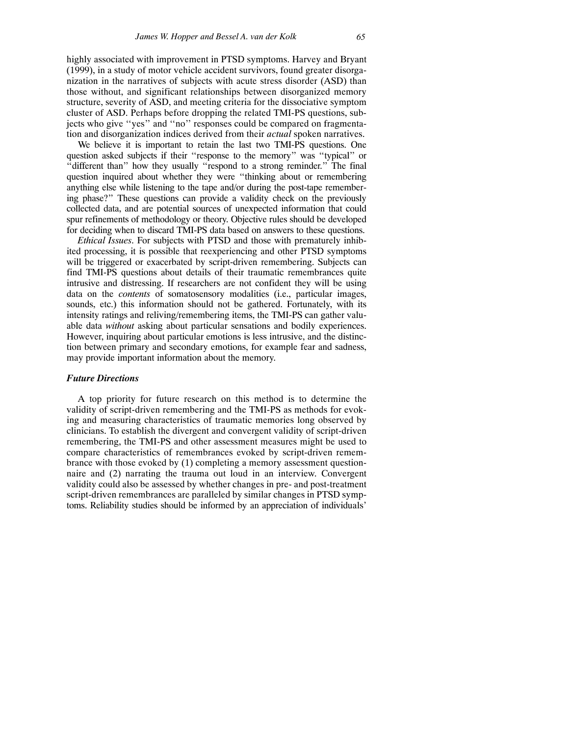highly associated with improvement in PTSD symptoms. Harvey and Bryant (1999), in a study of motor vehicle accident survivors, found greater disorganization in the narratives of subjects with acute stress disorder (ASD) than those without, and significant relationships between disorganized memory structure, severity of ASD, and meeting criteria for the dissociative symptom cluster of ASD. Perhaps before dropping the related TMI-PS questions, subjects who give "yes" and "no" responses could be compared on fragmentation and disorganization indices derived from their *actual* spoken narratives.

We believe it is important to retain the last two TMI-PS questions. One question asked subjects if their "response to the memory" was "typical" or "different than" how they usually "respond to a strong reminder." The final question inquired about whether they were "thinking about or remembering anything else while listening to the tape and/or during the post-tape remembering phase?" These questions can provide a validity check on the previously collected data, and are potential sources of unexpected information that could spur refinements of methodology or theory. Objective rules should be developed for deciding when to discard TMI-PS data based on answers to these questions.

*Ethical Issues*. For subjects with PTSD and those with prematurely inhibited processing, it is possible that reexperiencing and other PTSD symptoms will be triggered or exacerbated by script-driven remembering. Subjects can find TMI-PS questions about details of their traumatic remembrances quite intrusive and distressing. If researchers are not confident they will be using data on the *contents* of somatosensory modalities (i.e., particular images, sounds, etc.) this information should not be gathered. Fortunately, with its intensity ratings and reliving/remembering items, the TMI-PS can gather valuable data *without* asking about particular sensations and bodily experiences. However, inquiring about particular emotions is less intrusive, and the distinction between primary and secondary emotions, for example fear and sadness, may provide important information about the memory.

### *Future Directions*

A top priority for future research on this method is to determine the validity of script-driven remembering and the TMI-PS as methods for evoking and measuring characteristics of traumatic memories long observed by clinicians. To establish the divergent and convergent validity of script-driven remembering, the TMI-PS and other assessment measures might be used to compare characteristics of remembrances evoked by script-driven remembrance with those evoked by (1) completing a memory assessment questionnaire and (2) narrating the trauma out loud in an interview. Convergent validity could also be assessed by whether changes in pre- and post-treatment script-driven remembrances are paralleled by similar changes in PTSD symptoms. Reliability studies should be informed by an appreciation of individuals'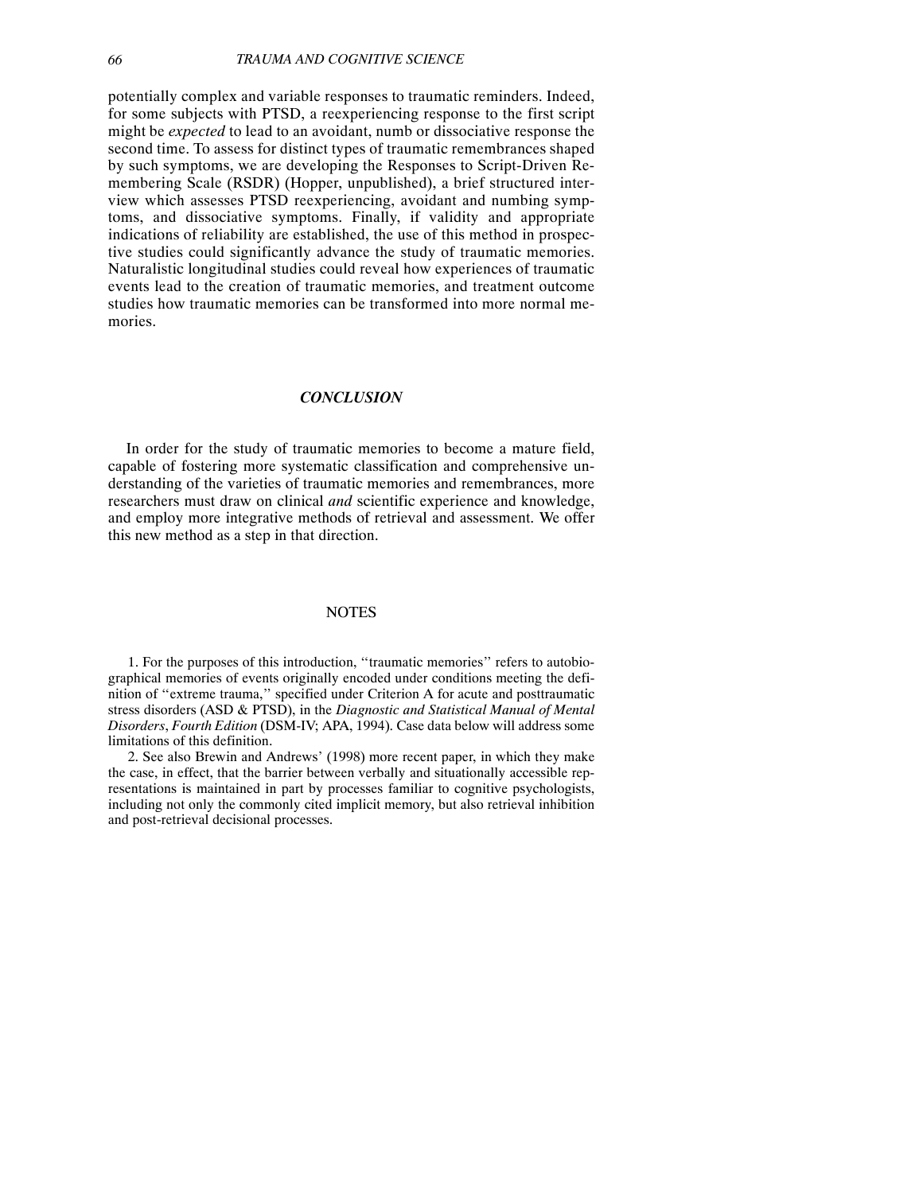potentially complex and variable responses to traumatic reminders. Indeed, for some subjects with PTSD, a reexperiencing response to the first script might be *expected* to lead to an avoidant, numb or dissociative response the second time. To assess for distinct types of traumatic remembrances shaped by such symptoms, we are developing the Responses to Script-Driven Remembering Scale (RSDR) (Hopper, unpublished), a brief structured interview which assesses PTSD reexperiencing, avoidant and numbing symptoms, and dissociative symptoms. Finally, if validity and appropriate indications of reliability are established, the use of this method in prospective studies could significantly advance the study of traumatic memories. Naturalistic longitudinal studies could reveal how experiences of traumatic events lead to the creation of traumatic memories, and treatment outcome studies how traumatic memories can be transformed into more normal memories.

## *CONCLUSION*

In order for the study of traumatic memories to become a mature field, capable of fostering more systematic classification and comprehensive understanding of the varieties of traumatic memories and remembrances, more researchers must draw on clinical *and* scientific experience and knowledge, and employ more integrative methods of retrieval and assessment. We offer this new method as a step in that direction.

## NOTES

1. For the purposes of this introduction, "traumatic memories" refers to autobiographical memories of events originally encoded under conditions meeting the definition of "extreme trauma," specified under Criterion A for acute and posttraumatic stress disorders (ASD & PTSD), in the *Diagnostic and Statistical Manual of Mental Disorders*, *Fourth Edition* (DSM-IV; APA, 1994). Case data below will address some limitations of this definition.

2. See also Brewin and Andrews' (1998) more recent paper, in which they make the case, in effect, that the barrier between verbally and situationally accessible representations is maintained in part by processes familiar to cognitive psychologists, including not only the commonly cited implicit memory, but also retrieval inhibition and post-retrieval decisional processes.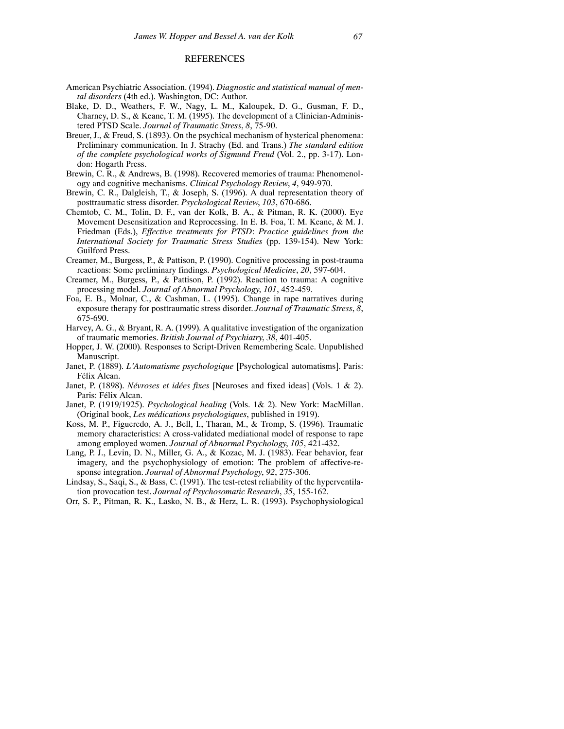## REFERENCES

American Psychiatric Association. (1994). *Diagnostic and statistical manual of mental disorders* (4th ed.). Washington, DC: Author.

Blake, D. D., Weathers, F. W., Nagy, L. M., Kaloupek, D. G., Gusman, F. D., Charney, D. S., & Keane, T. M. (1995). The development of a Clinician-Administered PTSD Scale. *Journal of Traumatic Stress*, *8*, 75-90.

Breuer, J., & Freud, S. (1893). On the psychical mechanism of hysterical phenomena: Preliminary communication. In J. Strachy (Ed. and Trans.) *The standard edition of the complete psychological works of Sigmund Freud* (Vol. 2., pp. 3-17). London: Hogarth Press.

Brewin, C. R., & Andrews, B. (1998). Recovered memories of trauma: Phenomenology and cognitive mechanisms. *Clinical Psychology Review*, *4*, 949-970.

Brewin, C. R., Dalgleish, T., & Joseph, S. (1996). A dual representation theory of posttraumatic stress disorder. *Psychological Review*, *103*, 670-686.

Chemtob, C. M., Tolin, D. F., van der Kolk, B. A., & Pitman, R. K. (2000). Eye Movement Desensitization and Reprocessing. In E. B. Foa, T. M. Keane, & M. J. Friedman (Eds.), *Effective treatments for PTSD*: *Practice guidelines from the International Society for Traumatic Stress Studies* (pp. 139-154). New York: Guilford Press.

Creamer, M., Burgess, P., & Pattison, P. (1990). Cognitive processing in post-trauma reactions: Some preliminary findings. *Psychological Medicine*, *20*, 597-604.

Creamer, M., Burgess, P., & Pattison, P. (1992). Reaction to trauma: A cognitive processing model. *Journal of Abnormal Psychology*, *101*, 452-459.

Foa, E. B., Molnar, C., & Cashman, L. (1995). Change in rape narratives during exposure therapy for posttraumatic stress disorder. *Journal of Traumatic Stress*, *8*, 675-690.

Harvey, A. G., & Bryant, R. A. (1999). A qualitative investigation of the organization of traumatic memories. *British Journal of Psychiatry*, *38*, 401-405.

Hopper, J. W. (2000). Responses to Script-Driven Remembering Scale. Unpublished Manuscript.

Janet, P. (1889). *L'Automatisme psychologique* [Psychological automatisms]. Paris: Félix Alcan.

Janet, P. (1898). *Névroses et idées fixes* [Neuroses and fixed ideas] (Vols. 1 & 2). Paris: Félix Alcan.

Janet, P. (1919/1925). *Psychological healing* (Vols. 1& 2). New York: MacMillan. (Original book, *Les médications psychologiques*, published in 1919).

Koss, M. P., Figueredo, A. J., Bell, I., Tharan, M., & Tromp, S. (1996). Traumatic memory characteristics: A cross-validated mediational model of response to rape among employed women. *Journal of Abnormal Psychology*, *105*, 421-432.

Lang, P. J., Levin, D. N., Miller, G. A., & Kozac, M. J. (1983). Fear behavior, fear imagery, and the psychophysiology of emotion: The problem of affective-response integration. *Journal of Abnormal Psychology*, *92*, 275-306.

Lindsay, S., Saqi, S., & Bass, C. (1991). The test-retest reliability of the hyperventilation provocation test. *Journal of Psychosomatic Research*, *35*, 155-162.

Orr, S. P., Pitman, R. K., Lasko, N. B., & Herz, L. R. (1993). Psychophysiological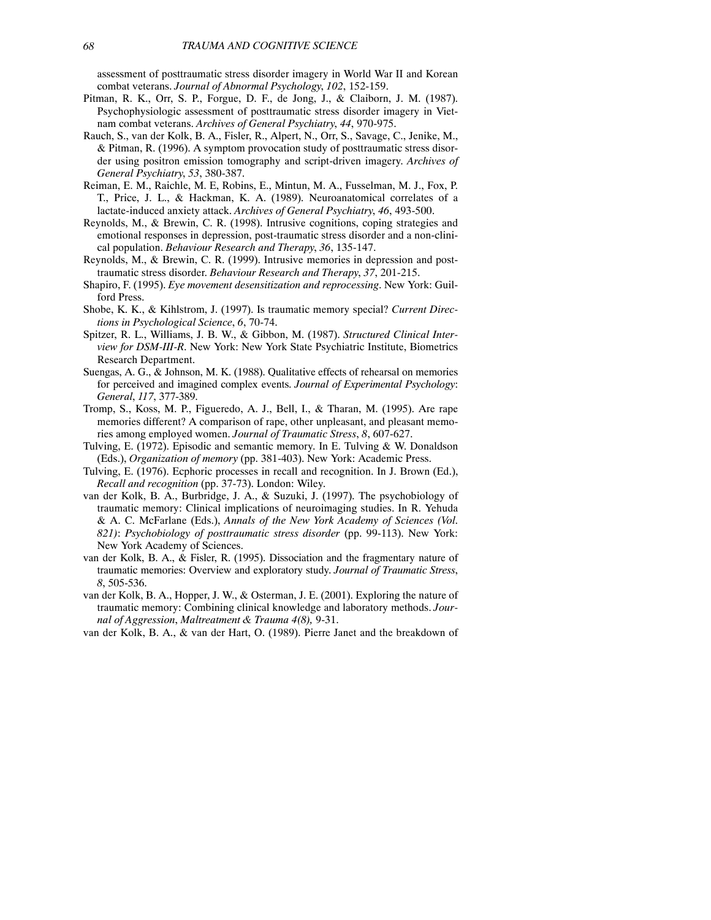assessment of posttraumatic stress disorder imagery in World War II and Korean combat veterans. *Journal of Abnormal Psychology*, *102*, 152-159.

Pitman, R. K., Orr, S. P., Forgue, D. F., de Jong, J., & Claiborn, J. M. (1987). Psychophysiologic assessment of posttraumatic stress disorder imagery in Vietnam combat veterans. *Archives of General Psychiatry*, *44*, 970-975.

Rauch, S., van der Kolk, B. A., Fisler, R., Alpert, N., Orr, S., Savage, C., Jenike, M., & Pitman, R. (1996). A symptom provocation study of posttraumatic stress disorder using positron emission tomography and script-driven imagery. *Archives of General Psychiatry*, *53*, 380-387.

Reiman, E. M., Raichle, M. E, Robins, E., Mintun, M. A., Fusselman, M. J., Fox, P. T., Price, J. L., & Hackman, K. A. (1989). Neuroanatomical correlates of a lactate-induced anxiety attack. *Archives of General Psychiatry*, *46*, 493-500.

Reynolds, M., & Brewin, C. R. (1998). Intrusive cognitions, coping strategies and emotional responses in depression, post-traumatic stress disorder and a non-clinical population. *Behaviour Research and Therapy*, *36*, 135-147.

Reynolds, M., & Brewin, C. R. (1999). Intrusive memories in depression and post-traumatic stress disorder. *Behaviour Research and Therapy*, *37*, 201-215.

Shapiro, F. (1995). *Eye movement desensitization and reprocessing*. New York: Guilford Press.

Shobe, K. K., & Kihlstrom, J. (1997). Is traumatic memory special? *Current Directions in Psychological Science*, *6*, 70-74.

Spitzer, R. L., Williams, J. B. W., & Gibbon, M. (1987). *Structured Clinical Interview for DSM-III-R*. New York: New York State Psychiatric Institute, Biometrics Research Department.

Suengas, A. G., & Johnson, M. K. (1988). Qualitative effects of rehearsal on memories for perceived and imagined complex events. *Journal of Experimental Psychology: General*, *117*, 377-389.

Tromp, S., Koss, M. P., Figueredo, A. J., Bell, I., & Tharan, M. (1995). Are rape memories different? A comparison of rape, other unpleasant, and pleasant memories among employed women. *Journal of Traumatic Stress*, *8*, 607-627.

Tulving, E. (1972). Episodic and semantic memory. In E. Tulving & W. Donaldson (Eds.), *Organization of memory* (pp. 381-403). New York: Academic Press.

Tulving, E. (1976). Ecphoric processes in recall and recognition. In J. Brown (Ed.), *Recall and recognition* (pp. 37-73). London: Wiley.

van der Kolk, B. A., Burbridge, J. A., & Suzuki, J. (1997). The psychobiology of traumatic memory: Clinical implications of neuroimaging studies. In R. Yehuda & A. C. McFarlane (Eds.), *Annals of the New York Academy of Sciences (Vol. 821)*: *Psychobiology of posttraumatic stress disorder* (pp. 99-113). New York: New York Academy of Sciences.

van der Kolk, B. A., & Fisler, R. (1995). Dissociation and the fragmentary nature of traumatic memories: Overview and exploratory study. *Journal of Traumatic Stress*, *8*, 505-536.

van der Kolk, B. A., Hopper, J. W., & Osterman, J. E. (2001). Exploring the nature of traumatic memory: Combining clinical knowledge and laboratory methods. *Journal of Aggression*, *Maltreatment & Trauma 4(8),* 9-31.

van der Kolk, B. A., & van der Hart, O. (1989). Pierre Janet and the breakdown of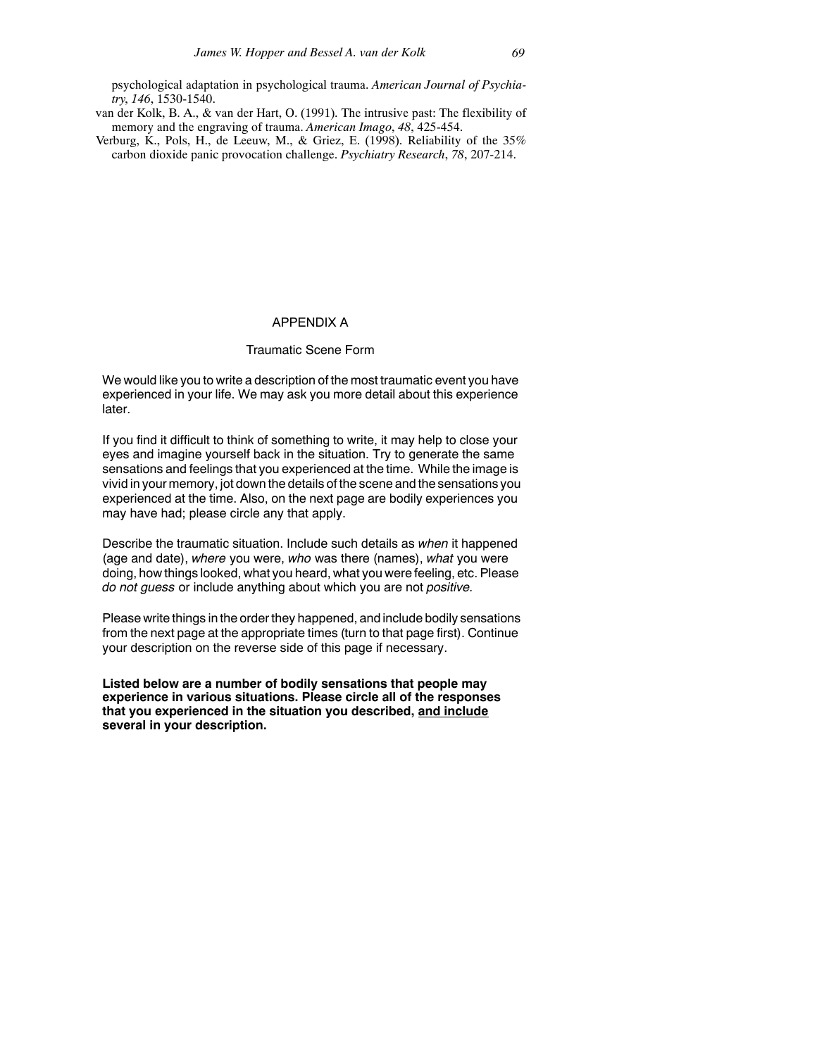psychological adaptation in psychological trauma. *American Journal of Psychiatry*, *146*, 1530-1540.

van der Kolk, B. A., & van der Hart, O. (1991). The intrusive past: The flexibility of memory and the engraving of trauma. *American Imago*, *48*, 425-454.

Verburg, K., Pols, H., de Leeuw, M., & Griez, E. (1998). Reliability of the 35% carbon dioxide panic provocation challenge. *Psychiatry Research*, *78*, 207-214.

## APPENDIX A

### Traumatic Scene Form

We would like you to write a description of the most traumatic event you have experienced in your life. We may ask you more detail about this experience later.

If you find it difficult to think of something to write, it may help to close your eyes and imagine yourself back in the situation. Try to generate the same sensations and feelings that you experienced at the time. While the image is vivid in your memory, jot down the details of the scene and the sensations you experienced at the time. Also, on the next page are bodily experiences you may have had; please circle any that apply.

Describe the traumatic situation. Include such details as *when* it happened (age and date), *where* you were, *who* was there (names), *what* you were doing, how things looked, what you heard, what you were feeling, etc. Please *do not guess* or include anything about which you are not *positive*.

Please write things in the order they happened, and include bodily sensations from the next page at the appropriate times (turn to that page first). Continue your description on the reverse side of this page if necessary.

**Listed below are a number of bodily sensations that people may experience in various situations. Please circle all of the responses that you experienced in the situation you described, <u>and include</u> several in your description.**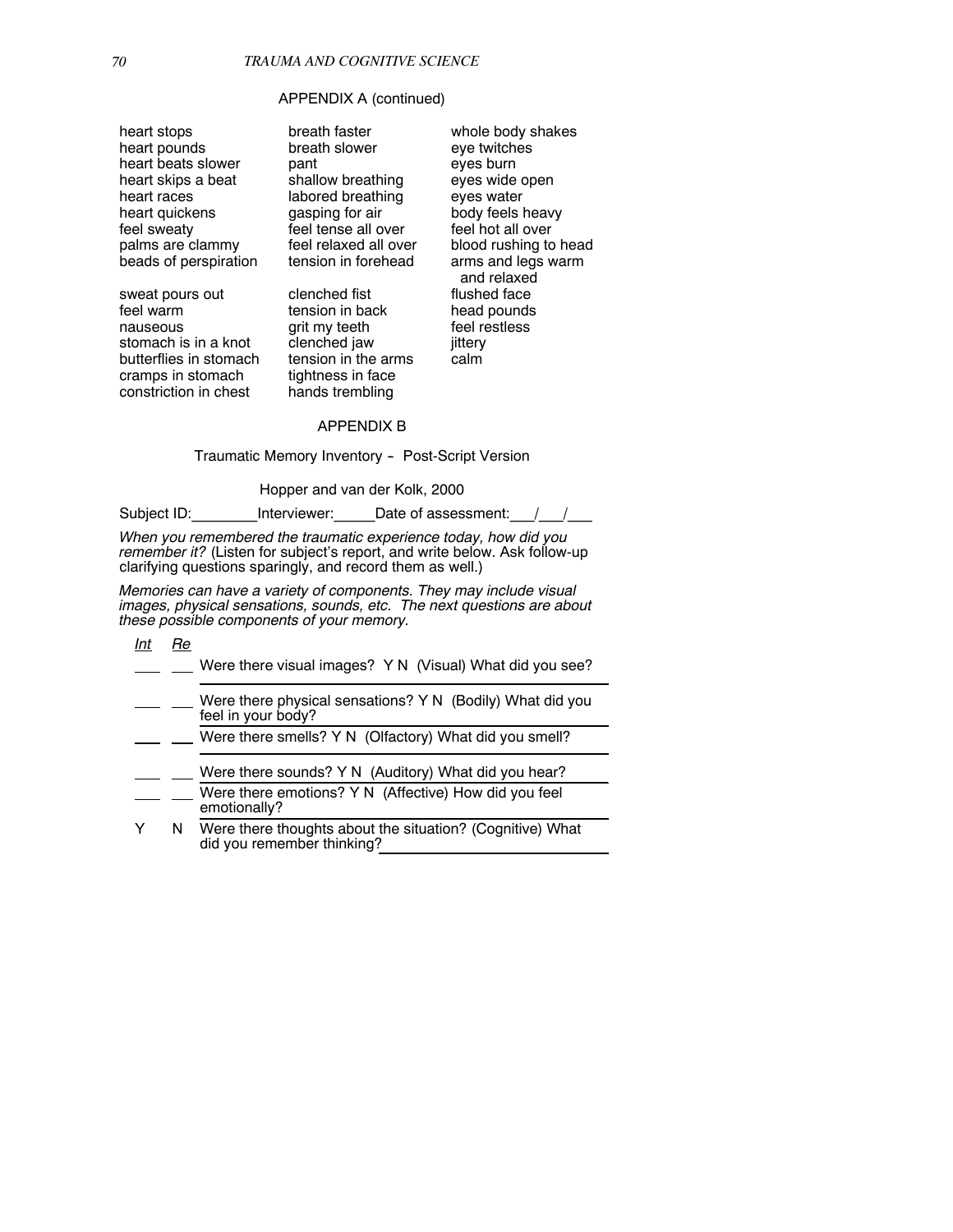## APPENDIX A (continued)

heart stops
heart pounds
heart beats slower
heart skips a beat
heart races
heart quickens
feel sweaty
palms are clammy
beads of perspiration

sweat pours out
feel warm
nauseous
stomach is in a knot
butterflies in stomach
cramps in stomach
constriction in chest

breath faster
breath slower
pant
shallow breathing
labored breathing
gasping for air
feel tense all over
feel relaxed all over
tension in forehead

clenched fist
tension in back
grit my teeth
clenched jaw
tension in the arms
tightness in face
hands trembling

whole body shakes
eye twitches
eyes burn
eyes wide open
eyes water
body feels heavy
feel hot all over
blood rushing to head
arms and legs warm and relaxed
flushed face
head pounds
feel restless
jittery
calm

## APPENDIX B

Traumatic Memory Inventory – Post-Script Version

Hopper and van der Kolk, 2000

Subject ID:________Interviewer:_____Date of assessment:___/___/___

*When you remembered the traumatic experience today, how did you remember it?* (Listen for subject's report, and write below. Ask follow-up clarifying questions sparingly, and record them as well.)

*Memories can have a variety of components. They may include visual images, physical sensations, sounds, etc. The next questions are about these possible components of your memory.*

| *Int* | *Re* | |
|---|---|---|
| ___ | ___ | Were there visual images? Y N (Visual) What did you see? |
| ___ | ___ | Were there physical sensations? Y N (Bodily) What did you feel in your body? |
| ___ | ___ | Were there smells? Y N (Olfactory) What did you smell? |
| ___ | ___ | Were there sounds? Y N (Auditory) What did you hear? |
| ___ | ___ | Were there emotions? Y N (Affective) How did you feel emotionally? |
| Y | N | Were there thoughts about the situation? (Cognitive) What did you remember thinking?________________ |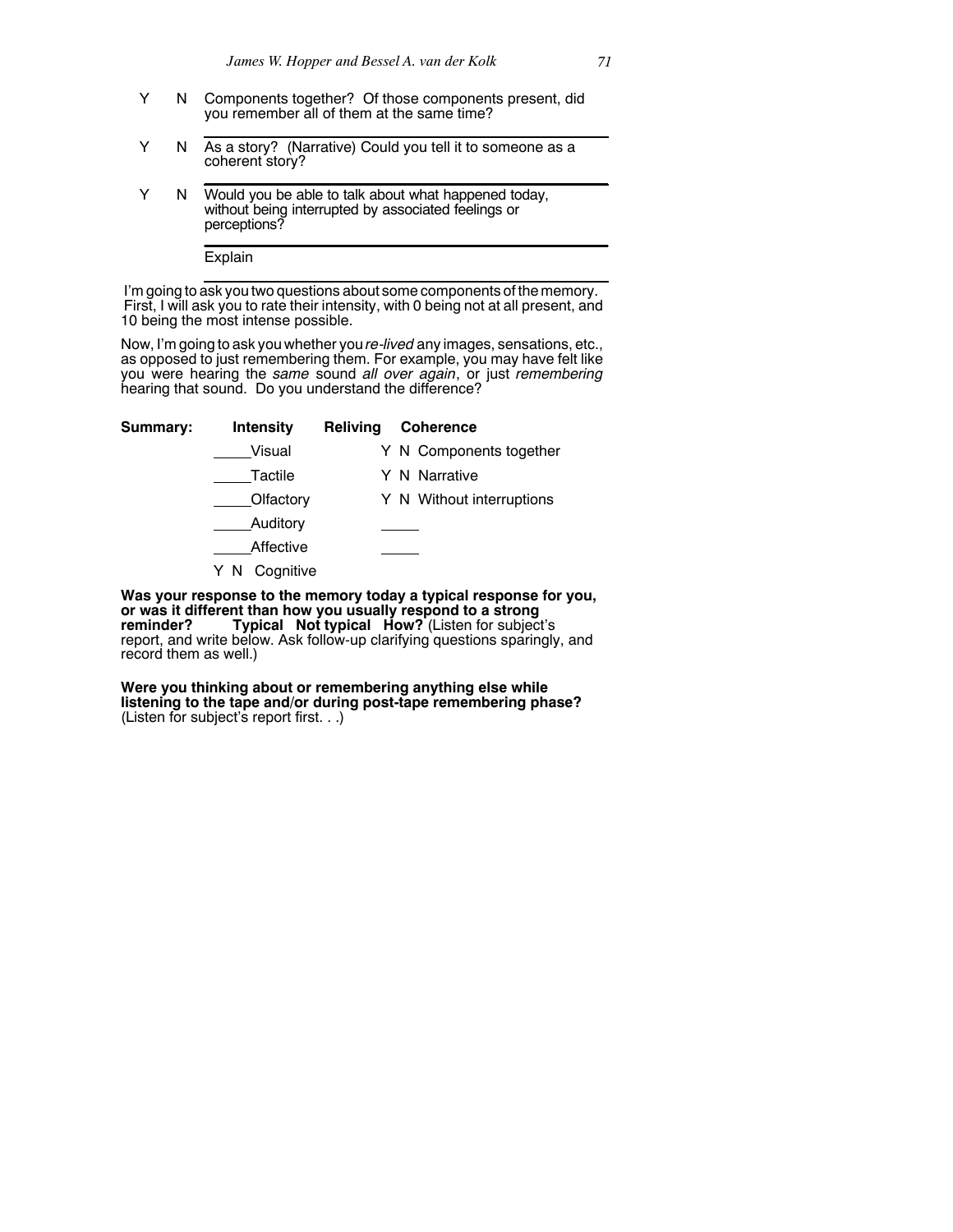Y N Components together? Of those components present, did you remember all of them at the same time?

\_\_\_\_\_\_\_\_\_\_\_\_\_\_\_\_\_\_\_\_\_\_\_\_\_\_\_\_\_\_\_\_\_\_\_\_\_\_\_\_

Y N As a story? (Narrative) Could you tell it to someone as a coherent story?

\_\_\_\_\_\_\_\_\_\_\_\_\_\_\_\_\_\_\_\_\_\_\_\_\_\_\_\_\_\_\_\_\_\_\_\_\_\_\_\_

Y N Would you be able to talk about what happened today, without being interrupted by associated feelings or perceptions?

\_\_\_\_\_\_\_\_\_\_\_\_\_\_\_\_\_\_\_\_\_\_\_\_\_\_\_\_\_\_\_\_\_\_\_\_\_\_\_\_

Explain

\_\_\_\_\_\_\_\_\_\_\_\_\_\_\_\_\_\_\_\_\_\_\_\_\_\_\_\_\_\_\_\_\_\_\_\_\_\_\_\_

I'm going to ask you two questions about some components of the memory. First, I will ask you to rate their intensity, with 0 being not at all present, and 10 being the most intense possible.

Now, I'm going to ask you whether you *re-lived* any images, sensations, etc., as opposed to just remembering them. For example, you may have felt like you were hearing the *same* sound *all over again*, or just *remembering* hearing that sound. Do you understand the difference?

| **Summary:** | **Intensity** | **Reliving** | **Coherence** |
|---|---|---|---|
| | \_\_\_\_Visual | | Y N Components together |
| | \_\_\_\_Tactile | | Y N Narrative |
| | \_\_\_\_Olfactory | | Y N Without interruptions |
| | \_\_\_\_Auditory | | \_\_\_\_ |
| | \_\_\_\_Affective | | \_\_\_\_ |
| | Y N Cognitive | | |

**Was your response to the memory today a typical response for you, or was it different than how you usually respond to a strong reminder? Typical Not typical How?** (Listen for subject's report, and write below. Ask follow-up clarifying questions sparingly, and record them as well.)

**Were you thinking about or remembering anything else while listening to the tape and/or during post-tape remembering phase?** (Listen for subject's report first. . .)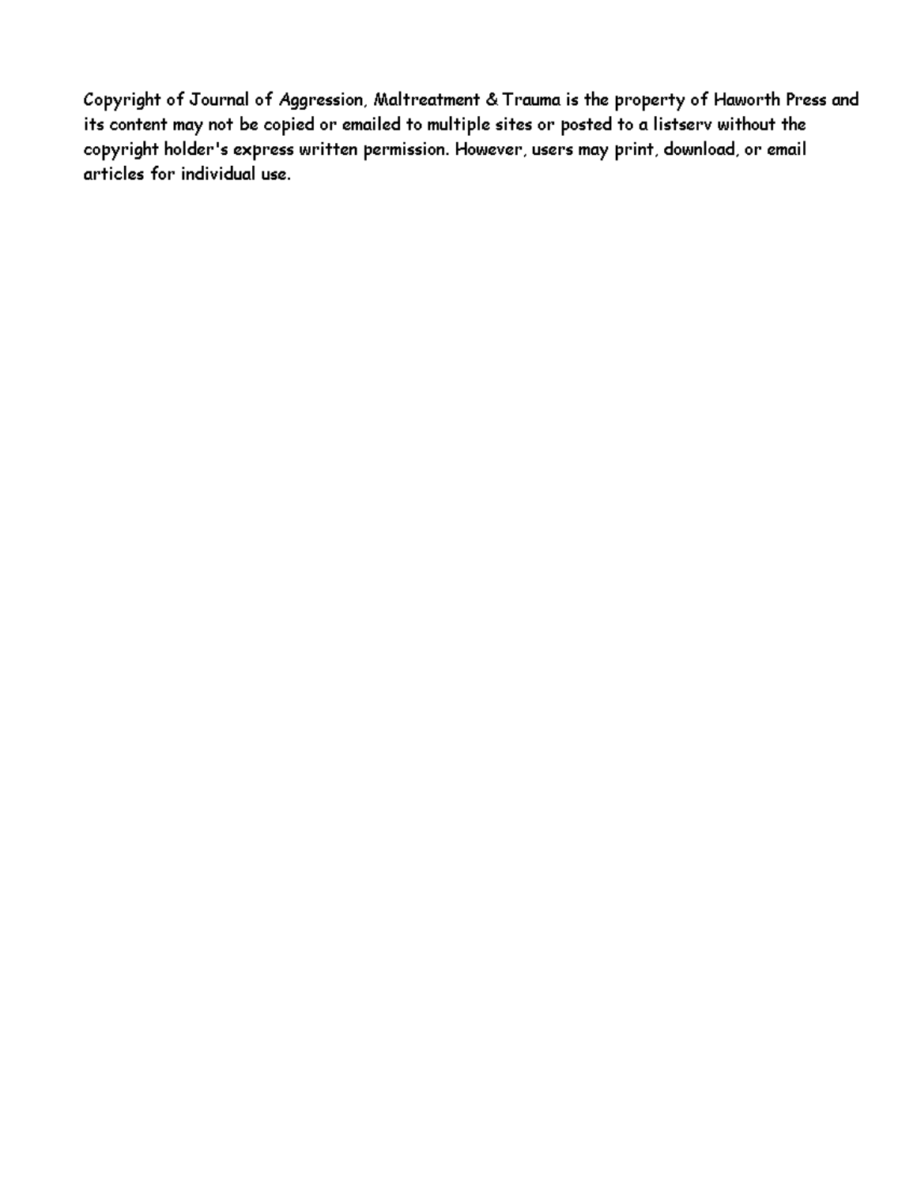Copyright of Journal of Aggression, Maltreatment & Trauma is the property of Haworth Press and its content may not be copied or emailed to multiple sites or posted to a listserv without the copyright holder's express written permission. However, users may print, download, or email articles for individual use.